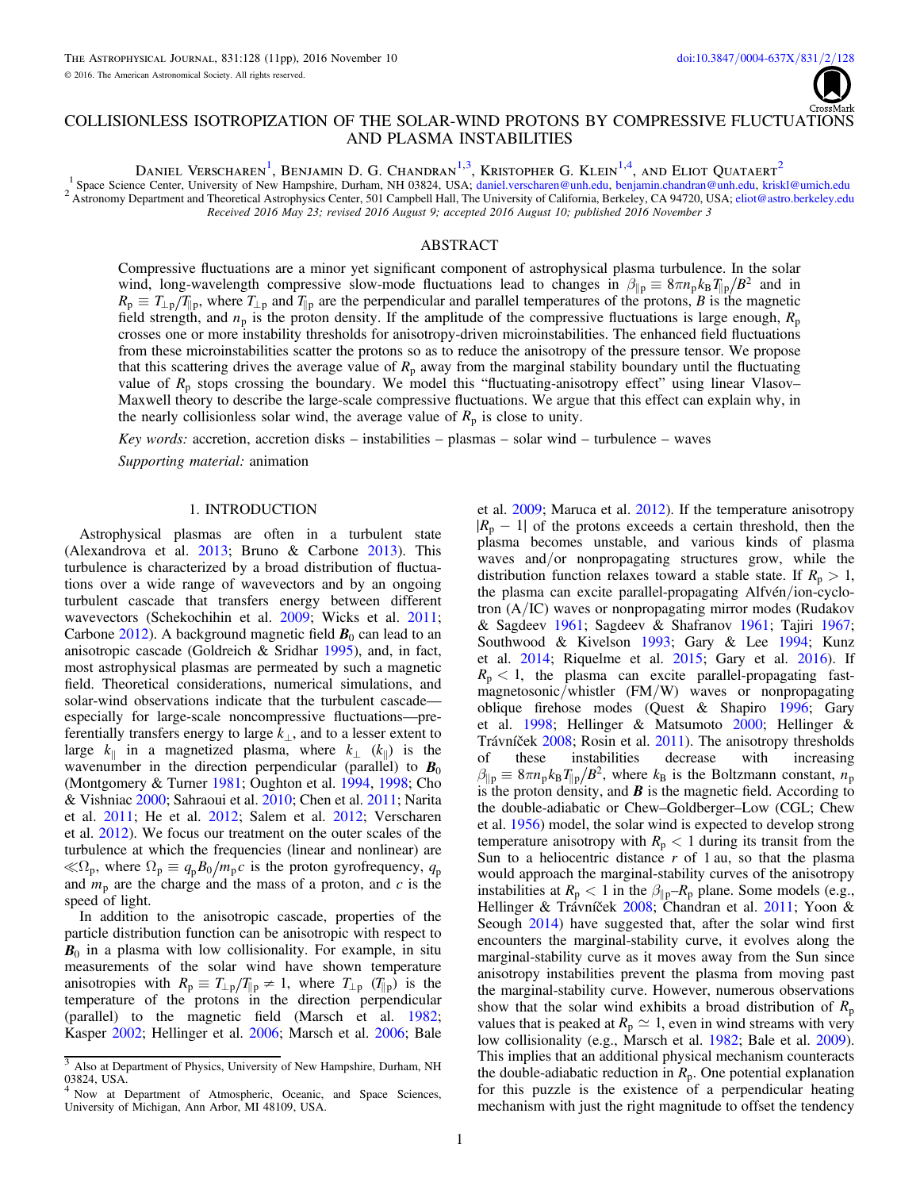# COLLISIONLESS ISOTROPIZATION OF THE SOLAR-WIND PROTONS BY COMPRESSIVE FLUCTUATIONS AND PLASMA INSTABILITIES

Daniel Verscharen[1], Benjamin D. G. Chandran[1,3], Kristopher G. Klein[1,4], and Eliot Quataert[2]

[1] Space Science Center, University of New Hampshire, Durham, NH 03824, USA; daniel.verscharen@unh.edu, benjamin.chandran@unh.edu, kriskl@umich.edu

[2] Astronomy Department and Theoretical Astrophysics Center, 501 Campbell Hall, The University of California, Berkeley, CA 94720, USA; eliot@astro.berkeley.edu

*Received 2016 May 23; revised 2016 August 9; accepted 2016 August 10; published 2016 November 3*

## ABSTRACT

Compressive fluctuations are a minor yet significant component of astrophysical plasma turbulence. In the solar wind, long-wavelength compressive slow-mode fluctuations lead to changes in $\beta_{\parallel \mathrm{p}} \equiv 8\pi n_{\mathrm{p}} k_{\mathrm{B}} T_{\parallel \mathrm{p}}/B^2$ and in $R_{\mathrm{p}} \equiv T_{\perp \mathrm{p}}/T_{\parallel \mathrm{p}}$, where $T_{\perp \mathrm{p}}$ and $T_{\parallel \mathrm{p}}$ are the perpendicular and parallel temperatures of the protons, $B$ is the magnetic field strength, and $n_{\mathrm{p}}$ is the proton density. If the amplitude of the compressive fluctuations is large enough, $R_{\mathrm{p}}$ crosses one or more instability thresholds for anisotropy-driven microinstabilities. The enhanced field fluctuations from these microinstabilities scatter the protons so as to reduce the anisotropy of the pressure tensor. We propose that this scattering drives the average value of $R_{\mathrm{p}}$ away from the marginal stability boundary until the fluctuating value of $R_{\mathrm{p}}$ stops crossing the boundary. We model this "fluctuating-anisotropy effect" using linear Vlasov–Maxwell theory to describe the large-scale compressive fluctuations. We argue that this effect can explain why, in the nearly collisionless solar wind, the average value of $R_{\mathrm{p}}$ is close to unity.

*Key words:* accretion, accretion disks – instabilities – plasmas – solar wind – turbulence – waves

*Supporting material:* animation

## 1. INTRODUCTION

Astrophysical plasmas are often in a turbulent state (Alexandrova et al. 2013; Bruno & Carbone 2013). This turbulence is characterized by a broad distribution of fluctuations over a wide range of wavevectors and by an ongoing turbulent cascade that transfers energy between different wavevectors (Schekochihin et al. 2009; Wicks et al. 2011; Carbone 2012). A background magnetic field $\boldsymbol{B}_0$ can lead to an anisotropic cascade (Goldreich & Sridhar 1995), and, in fact, most astrophysical plasmas are permeated by such a magnetic field. Theoretical considerations, numerical simulations, and solar-wind observations indicate that the turbulent cascade—especially for large-scale noncompressive fluctuations—preferentially transfers energy to large $k_\perp$, and to a lesser extent to large $k_\parallel$ in a magnetized plasma, where $k_\perp$ ($k_\parallel$) is the wavenumber in the direction perpendicular (parallel) to $\boldsymbol{B}_0$ (Montgomery & Turner 1981; Oughton et al. 1994, 1998; Cho & Vishniac 2000; Sahraoui et al. 2010; Chen et al. 2011; Narita et al. 2011; He et al. 2012; Salem et al. 2012; Verscharen et al. 2012). We focus our treatment on the outer scales of the turbulence at which the frequencies (linear and nonlinear) are $\ll \Omega_{\mathrm{p}}$, where $\Omega_{\mathrm{p}} \equiv q_{\mathrm{p}} B_0/m_{\mathrm{p}} c$ is the proton gyrofrequency, $q_{\mathrm{p}}$ and $m_{\mathrm{p}}$ are the charge and the mass of a proton, and $c$ is the speed of light.

In addition to the anisotropic cascade, properties of the particle distribution function can be anisotropic with respect to $\boldsymbol{B}_0$ in a plasma with low collisionality. For example, in situ measurements of the solar wind have shown temperature anisotropies with $R_{\mathrm{p}} \equiv T_{\perp \mathrm{p}}/T_{\parallel \mathrm{p}} \neq 1$, where $T_{\perp \mathrm{p}}$ ($T_{\parallel \mathrm{p}}$) is the temperature of the protons in the direction perpendicular (parallel) to the magnetic field (Marsch et al. 1982; Kasper 2002; Hellinger et al. 2006; Marsch et al. 2006; Bale et al. 2009; Maruca et al. 2012). If the temperature anisotropy $|R_{\mathrm{p}} - 1|$ of the protons exceeds a certain threshold, then the plasma becomes unstable, and various kinds of plasma waves and/or nonpropagating structures grow, while the distribution function relaxes toward a stable state. If $R_{\mathrm{p}} > 1$, the plasma can excite parallel-propagating Alfvén/ion-cyclotron (A/IC) waves or nonpropagating mirror modes (Rudakov & Sagdeev 1961; Sagdeev & Shafranov 1961; Tajiri 1967; Southwood & Kivelson 1993; Gary & Lee 1994; Kunz et al. 2014; Riquelme et al. 2015; Gary et al. 2016). If $R_{\mathrm{p}} < 1$, the plasma can excite parallel-propagating fast-magnetosonic/whistler (FM/W) waves or nonpropagating oblique firehose modes (Quest & Shapiro 1996; Gary et al. 1998; Hellinger & Matsumoto 2000; Hellinger & Trávníček 2008; Rosin et al. 2011). The anisotropy thresholds of these instabilities decrease with increasing $\beta_{\parallel \mathrm{p}} \equiv 8\pi n_{\mathrm{p}} k_{\mathrm{B}} T_{\parallel \mathrm{p}}/B^2$, where $k_{\mathrm{B}}$ is the Boltzmann constant, $n_{\mathrm{p}}$ is the proton density, and $\boldsymbol{B}$ is the magnetic field. According to the double-adiabatic or Chew–Goldberger–Low (CGL; Chew et al. 1956) model, the solar wind is expected to develop strong temperature anisotropy with $R_{\mathrm{p}} < 1$ during its transit from the Sun to a heliocentric distance $r$ of 1 au, so that the plasma would approach the marginal-stability curves of the anisotropy instabilities at $R_{\mathrm{p}} < 1$ in the $\beta_{\parallel \mathrm{p}}$–$R_{\mathrm{p}}$ plane. Some models (e.g., Hellinger & Trávníček 2008; Chandran et al. 2011; Yoon & Seough 2014) have suggested that, after the solar wind first encounters the marginal-stability curve, it evolves along the marginal-stability curve as it moves away from the Sun since anisotropy instabilities prevent the plasma from moving past the marginal-stability curve. However, numerous observations show that the solar wind exhibits a broad distribution of $R_{\mathrm{p}}$ values that is peaked at $R_{\mathrm{p}} \simeq 1$, even in wind streams with very low collisionality (e.g., Marsch et al. 1982; Bale et al. 2009). This implies that an additional physical mechanism counteracts the double-adiabatic reduction in $R_{\mathrm{p}}$. One potential explanation for this puzzle is the existence of a perpendicular heating mechanism with just the right magnitude to offset the tendency

[3] Also at Department of Physics, University of New Hampshire, Durham, NH 03824, USA.

[4] Now at Department of Atmospheric, Oceanic, and Space Sciences, University of Michigan, Ann Arbor, MI 48109, USA.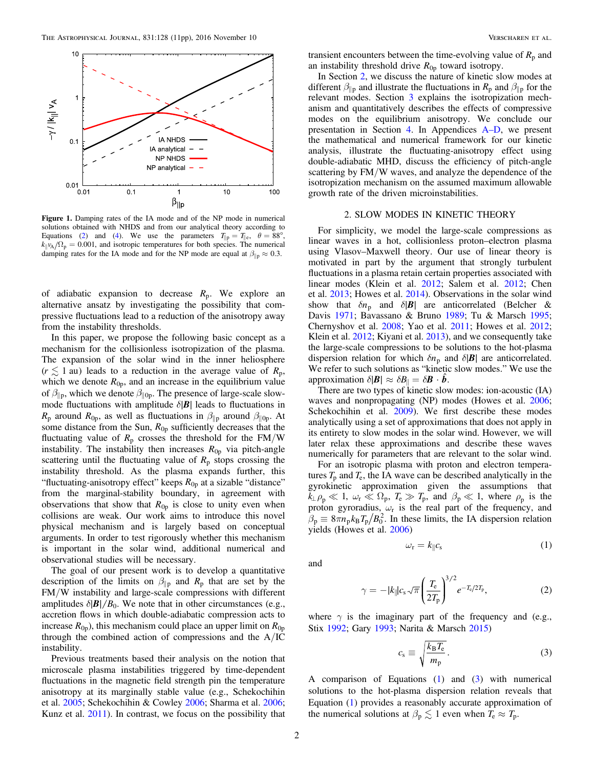Figure 1. Damping rates of the IA mode and of the NP mode in numerical solutions obtained with NHDS and from our analytical theory according to Equations (2) and (4). We use the parameters $T_{\parallel p} = T_{\parallel e}$, $\theta = 88°$, $k_{\parallel} v_A/\Omega_p = 0.001$, and isotropic temperatures for both species. The numerical damping rates for the IA mode and for the NP mode are equal at $\beta_{\parallel p} \approx 0.3$.

of adiabatic expansion to decrease $R_p$. We explore an alternative ansatz by investigating the possibility that compressive fluctuations lead to a reduction of the anisotropy away from the instability thresholds.

In this paper, we propose the following basic concept as a mechanism for the collisionless isotropization of the plasma. The expansion of the solar wind in the inner heliosphere ($r \lesssim 1$ au) leads to a reduction in the average value of $R_p$, which we denote $R_{0p}$, and an increase in the equilibrium value of $\beta_{\parallel p}$, which we denote $\beta_{\parallel 0p}$. The presence of large-scale slow-mode fluctuations with amplitude $\delta|\boldsymbol{B}|$ leads to fluctuations in $R_p$ around $R_{0p}$, as well as fluctuations in $\beta_{\parallel p}$ around $\beta_{\parallel 0p}$. At some distance from the Sun, $R_{0p}$ sufficiently decreases that the fluctuating value of $R_p$ crosses the threshold for the FM/W instability. The instability then increases $R_{0p}$ via pitch-angle scattering until the fluctuating value of $R_p$ stops crossing the instability threshold. As the plasma expands further, this "fluctuating-anisotropy effect" keeps $R_{0p}$ at a sizable "distance" from the marginal-stability boundary, in agreement with observations that show that $R_{0p}$ is close to unity even when collisions are weak. Our work aims to introduce this novel physical mechanism and is largely based on conceptual arguments. In order to test rigorously whether this mechanism is important in the solar wind, additional numerical and observational studies will be necessary.

The goal of our present work is to develop a quantitative description of the limits on $\beta_{\parallel p}$ and $R_p$ that are set by the FM/W instability and large-scale compressions with different amplitudes $\delta|\boldsymbol{B}|/B_0$. We note that in other circumstances (e.g., accretion flows in which double-adiabatic compression acts to increase $R_{0p}$), this mechanism could place an upper limit on $R_{0p}$ through the combined action of compressions and the A/IC instability.

Previous treatments based their analysis on the notion that microscale plasma instabilities triggered by time-dependent fluctuations in the magnetic field strength pin the temperature anisotropy at its marginally stable value (e.g., Schekochihin et al. 2005; Schekochihin & Cowley 2006; Sharma et al. 2006; Kunz et al. 2011). In contrast, we focus on the possibility that transient encounters between the time-evolving value of $R_p$ and an instability threshold drive $R_{0p}$ toward isotropy.

In Section 2, we discuss the nature of kinetic slow modes at different $\beta_{\parallel p}$ and illustrate the fluctuations in $R_p$ and $\beta_{\parallel p}$ for the relevant modes. Section 3 explains the isotropization mechanism and quantitatively describes the effects of compressive modes on the equilibrium anisotropy. We conclude our presentation in Section 4. In Appendices A–D, we present the mathematical and numerical framework for our kinetic analysis, illustrate the fluctuating-anisotropy effect using double-adiabatic MHD, discuss the efficiency of pitch-angle scattering by FM/W waves, and analyze the dependence of the isotropization mechanism on the assumed maximum allowable growth rate of the driven microinstabilities.

## 2. SLOW MODES IN KINETIC THEORY

For simplicity, we model the large-scale compressions as linear waves in a hot, collisionless proton–electron plasma using Vlasov–Maxwell theory. Our use of linear theory is motivated in part by the argument that strongly turbulent fluctuations in a plasma retain certain properties associated with linear modes (Klein et al. 2012; Salem et al. 2012; Chen et al. 2013; Howes et al. 2014). Observations in the solar wind show that $\delta n_p$ and $\delta|\boldsymbol{B}|$ are anticorrelated (Belcher & Davis 1971; Bavassano & Bruno 1989; Tu & Marsch 1995; Chernyshov et al. 2008; Yao et al. 2011; Howes et al. 2012; Klein et al. 2012; Kiyani et al. 2013), and we consequently take the large-scale compressions to be solutions to the hot-plasma dispersion relation for which $\delta n_p$ and $\delta|\boldsymbol{B}|$ are anticorrelated. We refer to such solutions as "kinetic slow modes." We use the approximation $\delta|\boldsymbol{B}| \approx \delta B_{\parallel} = \delta\boldsymbol{B}\cdot\hat{\boldsymbol{b}}$.

There are two types of kinetic slow modes: ion-acoustic (IA) waves and nonpropagating (NP) modes (Howes et al. 2006; Schekochihin et al. 2009). We first describe these modes analytically using a set of approximations that does not apply in its entirety to slow modes in the solar wind. However, we will later relax these approximations and describe these waves numerically for parameters that are relevant to the solar wind.

For an isotropic plasma with proton and electron temperatures $T_p$ and $T_e$, the IA wave can be described analytically in the gyrokinetic approximation given the assumptions that $k_\perp \rho_p \ll 1$, $\omega_r \ll \Omega_p$, $T_e \gg T_p$, and $\beta_p \ll 1$, where $\rho_p$ is the proton gyroradius, $\omega_r$ is the real part of the frequency, and $\beta_p \equiv 8\pi n_p k_B T_p/B_0^2$. In these limits, the IA dispersion relation yields (Howes et al. 2006)

$$\omega_r = k_{\parallel} c_s \tag{1}$$

and

$$\gamma = -|k_{\parallel}| c_s \sqrt{\pi}\left(\frac{T_e}{2T_p}\right)^{3/2} e^{-T_e/2T_p}, \tag{2}$$

where $\gamma$ is the imaginary part of the frequency and (e.g., Stix 1992; Gary 1993; Narita & Marsch 2015)

$$c_s \equiv \sqrt{\frac{k_B T_e}{m_p}}. \tag{3}$$

A comparison of Equations (1) and (3) with numerical solutions to the hot-plasma dispersion relation reveals that Equation (1) provides a reasonably accurate approximation of the numerical solutions at $\beta_p \lesssim 1$ even when $T_e \approx T_p$.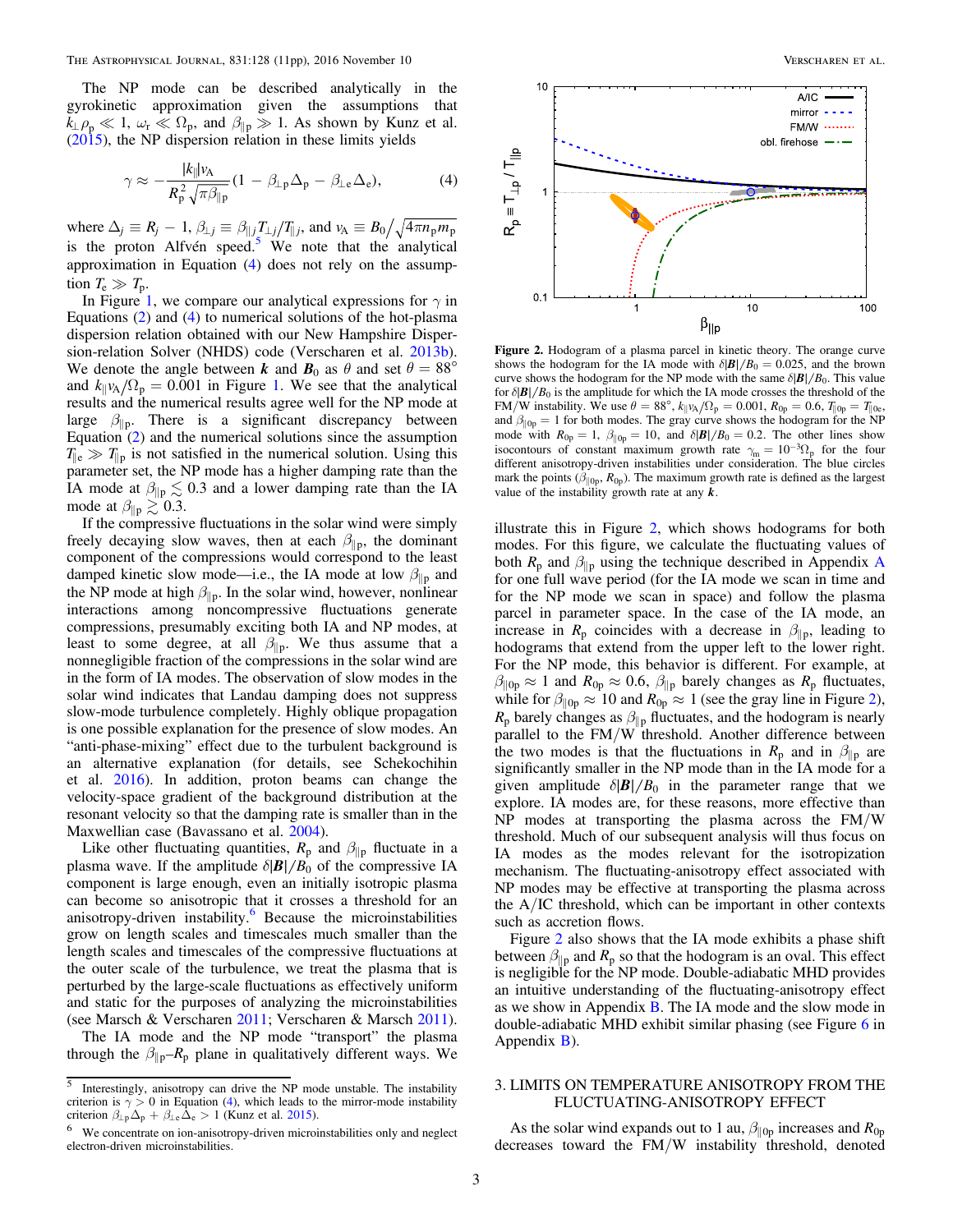The NP mode can be described analytically in the gyrokinetic approximation given the assumptions that $k_\perp \rho_p \ll 1$, $\omega_r \ll \Omega_p$, and $\beta_{\parallel p} \gg 1$. As shown by Kunz et al. (2015), the NP dispersion relation in these limits yields

$$\gamma \approx -\frac{|k_\parallel| v_A}{R_p^2 \sqrt{\pi \beta_{\parallel p}}} (1 - \beta_{\perp p} \Delta_p - \beta_{\perp e} \Delta_e), \tag{4}$$

where $\Delta_j \equiv R_j - 1$, $\beta_{\perp j} \equiv \beta_{\parallel j} T_{\perp j}/T_{\parallel j}$, and $v_A \equiv B_0 / \sqrt{4\pi n_p m_p}$ is the proton Alfvén speed.[5] We note that the analytical approximation in Equation (4) does not rely on the assumption $T_e \gg T_p$.

In Figure 1, we compare our analytical expressions for $\gamma$ in Equations (2) and (4) to numerical solutions of the hot-plasma dispersion relation obtained with our New Hampshire Dispersion-relation Solver (NHDS) code (Verscharen et al. 2013b). We denote the angle between $\boldsymbol{k}$ and $\boldsymbol{B}_0$ as $\theta$ and set $\theta = 88°$ and $k_\parallel v_A/\Omega_p = 0.001$ in Figure 1. We see that the analytical results and the numerical results agree well for the NP mode at large $\beta_{\parallel p}$. There is a significant discrepancy between Equation (2) and the numerical solutions since the assumption $T_{\parallel e} \gg T_{\parallel p}$ is not satisfied in the numerical solution. Using this parameter set, the NP mode has a higher damping rate than the IA mode at $\beta_{\parallel p} \lesssim 0.3$ and a lower damping rate than the IA mode at $\beta_{\parallel p} \gtrsim 0.3$.

If the compressive fluctuations in the solar wind were simply freely decaying slow waves, then at each $\beta_{\parallel p}$, the dominant component of the compressions would correspond to the least damped kinetic slow mode—i.e., the IA mode at low $\beta_{\parallel p}$ and the NP mode at high $\beta_{\parallel p}$. In the solar wind, however, nonlinear interactions among noncompressive fluctuations generate compressions, presumably exciting both IA and NP modes, at least to some degree, at all $\beta_{\parallel p}$. We thus assume that a nonnegligible fraction of the compressions in the solar wind are in the form of IA modes. The observation of slow modes in the solar wind indicates that Landau damping does not suppress slow-mode turbulence completely. Highly oblique propagation is one possible explanation for the presence of slow modes. An "anti-phase-mixing" effect due to the turbulent background is an alternative explanation (for details, see Schekochihin et al. 2016). In addition, proton beams can change the velocity-space gradient of the background distribution at the resonant velocity so that the damping rate is smaller than in the Maxwellian case (Bavassano et al. 2004).

Like other fluctuating quantities, $R_p$ and $\beta_{\parallel p}$ fluctuate in a plasma wave. If the amplitude $\delta|\boldsymbol{B}|/B_0$ of the compressive IA component is large enough, even an initially isotropic plasma can become so anisotropic that it crosses a threshold for an anisotropy-driven instability.[6] Because the microinstabilities grow on length scales and timescales much smaller than the length scales and timescales of the compressive fluctuations at the outer scale of the turbulence, we treat the plasma that is perturbed by the large-scale fluctuations as effectively uniform and static for the purposes of analyzing the microinstabilities (see Marsch & Verscharen 2011; Verscharen & Marsch 2011).

The IA mode and the NP mode "transport" the plasma through the $\beta_{\parallel p}$–$R_p$ plane in qualitatively different ways. We illustrate this in Figure 2, which shows hodograms for both modes. For this figure, we calculate the fluctuating values of both $R_p$ and $\beta_{\parallel p}$ using the technique described in Appendix A for one full wave period (for the IA mode we scan in time and for the NP mode we scan in space) and follow the plasma parcel in parameter space. In the case of the IA mode, an increase in $R_p$ coincides with a decrease in $\beta_{\parallel p}$, leading to hodograms that extend from the upper left to the lower right. For the NP mode, this behavior is different. For example, at $\beta_{\parallel 0p} \approx 1$ and $R_{0p} \approx 0.6$, $\beta_{\parallel p}$ barely changes as $R_p$ fluctuates, while for $\beta_{\parallel 0p} \approx 10$ and $R_{0p} \approx 1$ (see the gray line in Figure 2), $R_p$ barely changes as $\beta_{\parallel p}$ fluctuates, and the hodogram is nearly parallel to the FM/W threshold. Another difference between the two modes is that the fluctuations in $R_p$ and $\beta_{\parallel p}$ are significantly smaller in the NP mode than in the IA mode for a given amplitude $\delta|\boldsymbol{B}|/B_0$ in the parameter range that we explore. IA modes are, for these reasons, more effective than NP modes at transporting the plasma across the FM/W threshold. Much of our subsequent analysis will thus focus on IA modes as the modes relevant for the isotropization mechanism. The fluctuating-anisotropy effect associated with NP modes may be effective at transporting the plasma across the A/IC threshold, which can be important in other contexts such as accretion flows.

**Figure 2.** Hodogram of a plasma parcel in kinetic theory. The orange curve shows the hodogram for the IA mode with $\delta|\boldsymbol{B}|/B_0 = 0.025$, and the brown curve shows the hodogram for the NP mode with the same $\delta|\boldsymbol{B}|/B_0$. This value for $\delta|\boldsymbol{B}|/B_0$ is the amplitude for which the IA mode crosses the threshold of the FM/W instability. We use $\theta = 88°$, $k_\parallel v_A/\Omega_p = 0.001$, $R_{0p} = 0.6$, $T_{\parallel 0p} = T_{\parallel 0e}$, and $\beta_{\parallel 0p} = 1$ for both modes. The gray curve shows the hodogram for the NP mode with $R_{0p} = 1$, $\beta_{\parallel 0p} = 10$, and $\delta|\boldsymbol{B}|/B_0 = 0.2$. The other lines show isocontours of constant maximum growth rate $\gamma_m = 10^{-3}\Omega_p$ for the four different anisotropy-driven instabilities under consideration. The blue circles mark the points $(\beta_{\parallel 0p}, R_{0p})$. The maximum growth rate is defined as the largest value of the instability growth rate at any $\boldsymbol{k}$.

Figure 2 also shows that the IA mode exhibits a phase shift between $\beta_{\parallel p}$ and $R_p$ so that the hodogram is an oval. This effect is negligible for the NP mode. Double-adiabatic MHD provides an intuitive understanding of the fluctuating-anisotropy effect as we show in Appendix B. The IA mode and the slow mode in double-adiabatic MHD exhibit similar phasing (see Figure 6 in Appendix B).

## 3. LIMITS ON TEMPERATURE ANISOTROPY FROM THE FLUCTUATING-ANISOTROPY EFFECT

As the solar wind expands out to 1 au, $\beta_{\parallel 0p}$ increases and $R_{0p}$ decreases toward the FM/W instability threshold, denoted

---

[5] Interestingly, anisotropy can drive the NP mode unstable. The instability criterion is $\gamma > 0$ in Equation (4), which leads to the mirror-mode instability criterion $\beta_{\perp p}\Delta_p + \beta_{\perp e}\Delta_e > 1$ (Kunz et al. 2015).

[6] We concentrate on ion-anisotropy-driven microinstabilities only and neglect electron-driven microinstabilities.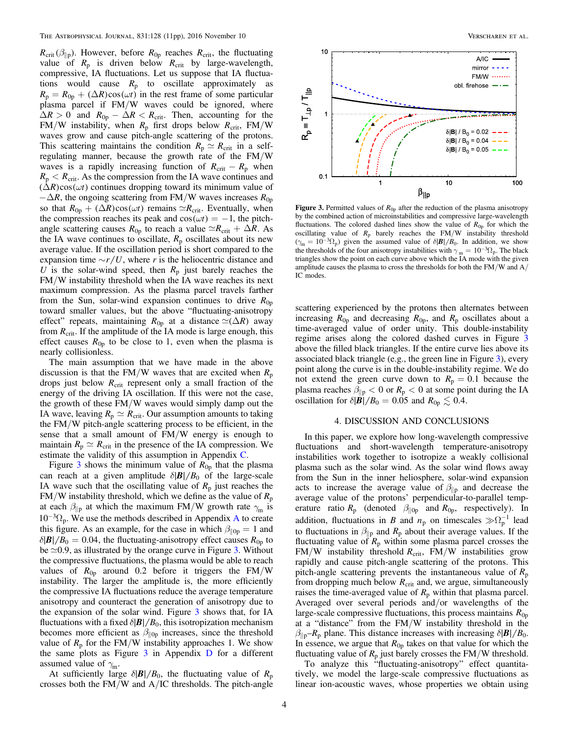$R_{\rm crit}(\beta_{\parallel p})$. However, before $R_{0p}$ reaches $R_{\rm crit}$, the fluctuating value of $R_p$ is driven below $R_{\rm crit}$ by large-wavelength, compressive, IA fluctuations. Let us suppose that IA fluctuations would cause $R_p$ to oscillate approximately as $R_p = R_{0p} + (\Delta R)\cos(\omega t)$ in the rest frame of some particular plasma parcel if FM/W waves could be ignored, where $\Delta R > 0$ and $R_{0p} - \Delta R < R_{\rm crit}$. Then, accounting for the FM/W instability, when $R_p$ first drops below $R_{\rm crit}$, FM/W waves grow and cause pitch-angle scattering of the protons. This scattering maintains the condition $R_p \simeq R_{\rm crit}$ in a self-regulating manner, because the growth rate of the FM/W waves is a rapidly increasing function of $R_{\rm crit} - R_p$ when $R_p < R_{\rm crit}$. As the compression from the IA wave continues and $(\Delta R)\cos(\omega t)$ continues dropping toward its minimum value of $-\Delta R$, the ongoing scattering from FM/W waves increases $R_{0p}$ so that $R_{0p} + (\Delta R)\cos(\omega t)$ remains $\simeq R_{\rm crit}$. Eventually, when the compression reaches its peak and $\cos(\omega t) = -1$, the pitch-angle scattering causes $R_{0p}$ to reach a value $\simeq R_{\rm crit} + \Delta R$. As the IA wave continues to oscillate, $R_p$ oscillates about its new average value. If the oscillation period is short compared to the expansion time $\sim r/U$, where $r$ is the heliocentric distance and $U$ is the solar-wind speed, then $R_p$ just barely reaches the FM/W instability threshold when the IA wave reaches its next maximum compression. As the plasma parcel travels farther from the Sun, solar-wind expansion continues to drive $R_{0p}$ toward smaller values, but the above "fluctuating-anisotropy effect" repeats, maintaining $R_{0p}$ at a distance $\simeq(\Delta R)$ away from $R_{\rm crit}$. If the amplitude of the IA mode is large enough, this effect causes $R_{0p}$ to be close to 1, even when the plasma is nearly collisionless.

The main assumption that we have made in the above discussion is that the FM/W waves that are excited when $R_p$ drops just below $R_{\rm crit}$ represent only a small fraction of the energy of the driving IA oscillation. If this were not the case, the growth of these FM/W waves would simply damp out the IA wave, leaving $R_p \simeq R_{\rm crit}$. Our assumption amounts to taking the FM/W pitch-angle scattering process to be efficient, in the sense that a small amount of FM/W energy is enough to maintain $R_p \simeq R_{\rm crit}$ in the presence of the IA compression. We estimate the validity of this assumption in Appendix C.

Figure 3 shows the minimum value of $R_{0p}$ that the plasma can reach at a given amplitude $\delta|\boldsymbol{B}|/B_0$ of the large-scale IA wave such that the oscillating value of $R_p$ just reaches the FM/W instability threshold, which we define as the value of $R_p$ at each $\beta_{\parallel p}$ at which the maximum FM/W growth rate $\gamma_{\rm m}$ is $10^{-3}\Omega_p$. We use the methods described in Appendix A to create this figure. As an example, for the case in which $\beta_{\parallel 0p} = 1$ and $\delta|\boldsymbol{B}|/B_0 = 0.04$, the fluctuating-anisotropy effect causes $R_{0p}$ to be $\simeq 0.9$, as illustrated by the orange curve in Figure 3. Without the compressive fluctuations, the plasma would be able to reach values of $R_{0p}$ around 0.2 before it triggers the FM/W instability. The larger the amplitude is, the more efficiently the compressive IA fluctuations reduce the average temperature anisotropy and counteract the generation of anisotropy due to the expansion of the solar wind. Figure 3 shows that, for IA fluctuations with a fixed $\delta|\boldsymbol{B}|/B_0$, this isotropization mechanism becomes more efficient as $\beta_{\parallel 0p}$ increases, since the threshold value of $R_p$ for the FM/W instability approaches 1. We show the same plots as Figure 3 in Appendix D for a different assumed value of $\gamma_{\rm m}$.

At sufficiently large $\delta|\boldsymbol{B}|/B_0$, the fluctuating value of $R_p$ crosses both the FM/W and A/IC thresholds. The pitch-angle scattering experienced by the protons then alternates between increasing $R_{0p}$ and decreasing $R_{0p}$, and $R_p$ oscillates about a time-averaged value of order unity. This double-instability regime arises along the colored dashed curves in Figure 3 above the filled black triangles. If the entire curve lies above its associated black triangle (e.g., the green line in Figure 3), every point along the curve is in the double-instability regime. We do not extend the green curve down to $R_p = 0.1$ because the plasma reaches $\beta_{\parallel p} < 0$ or $R_p < 0$ at some point during the IA oscillation for $\delta|\boldsymbol{B}|/B_0 = 0.05$ and $R_{0p} \lesssim 0.4$.

**Figure 3.** Permitted values of $R_{0p}$ after the reduction of the plasma anisotropy by the combined action of microinstabilities and compressive large-wavelength fluctuations. The colored dashed lines show the values of $R_{0p}$ for which the oscillating value of $R_p$ barely reaches the FM/W instability threshold ($\gamma_{\rm m} = 10^{-3}\Omega_p$) given the assumed value of $\delta|\boldsymbol{B}|/B_0$. In addition, we show the thresholds of the four anisotropy instabilities with $\gamma_{\rm m} = 10^{-3}\Omega_p$. The black triangles show the point on each curve above which the IA mode with the given amplitude causes the plasma to cross the thresholds for both the FM/W and A/IC modes.

## 4. DISCUSSION AND CONCLUSIONS

In this paper, we explore how long-wavelength compressive fluctuations and short-wavelength temperature-anisotropy instabilities work together to isotropize a weakly collisional plasma such as the solar wind. As the solar wind flows away from the Sun in the inner heliosphere, solar-wind expansion acts to increase the average value of $\beta_{\parallel p}$ and decrease the average value of the protons' perpendicular-to-parallel temperature ratio $R_p$ (denoted $\beta_{\parallel 0p}$ and $R_{0p}$, respectively). In addition, fluctuations in $B$ and $n_p$ on timescales $\gg\Omega_p^{-1}$ lead to fluctuations in $\beta_{\parallel p}$ and $R_p$ about their average values. If the fluctuating value of $R_p$ within some plasma parcel crosses the FM/W instability threshold $R_{\rm crit}$, FM/W instabilities grow rapidly and cause pitch-angle scattering of the protons. This pitch-angle scattering prevents the instantaneous value of $R_p$ from dropping much below $R_{\rm crit}$ and, we argue, simultaneously raises the time-averaged value of $R_p$ within that plasma parcel. Averaged over several periods and/or wavelengths of the large-scale compressive fluctuations, this process maintains $R_{0p}$ at a "distance" from the FM/W instability threshold in the $\beta_{\parallel p}$–$R_p$ plane. This distance increases with increasing $\delta|\boldsymbol{B}|/B_0$. In essence, we argue that $R_{0p}$ takes on that value for which the fluctuating value of $R_p$ just barely crosses the FM/W threshold.

To analyze this "fluctuating-anisotropy" effect quantitatively, we model the large-scale compressive fluctuations as linear ion-acoustic waves, whose properties we obtain using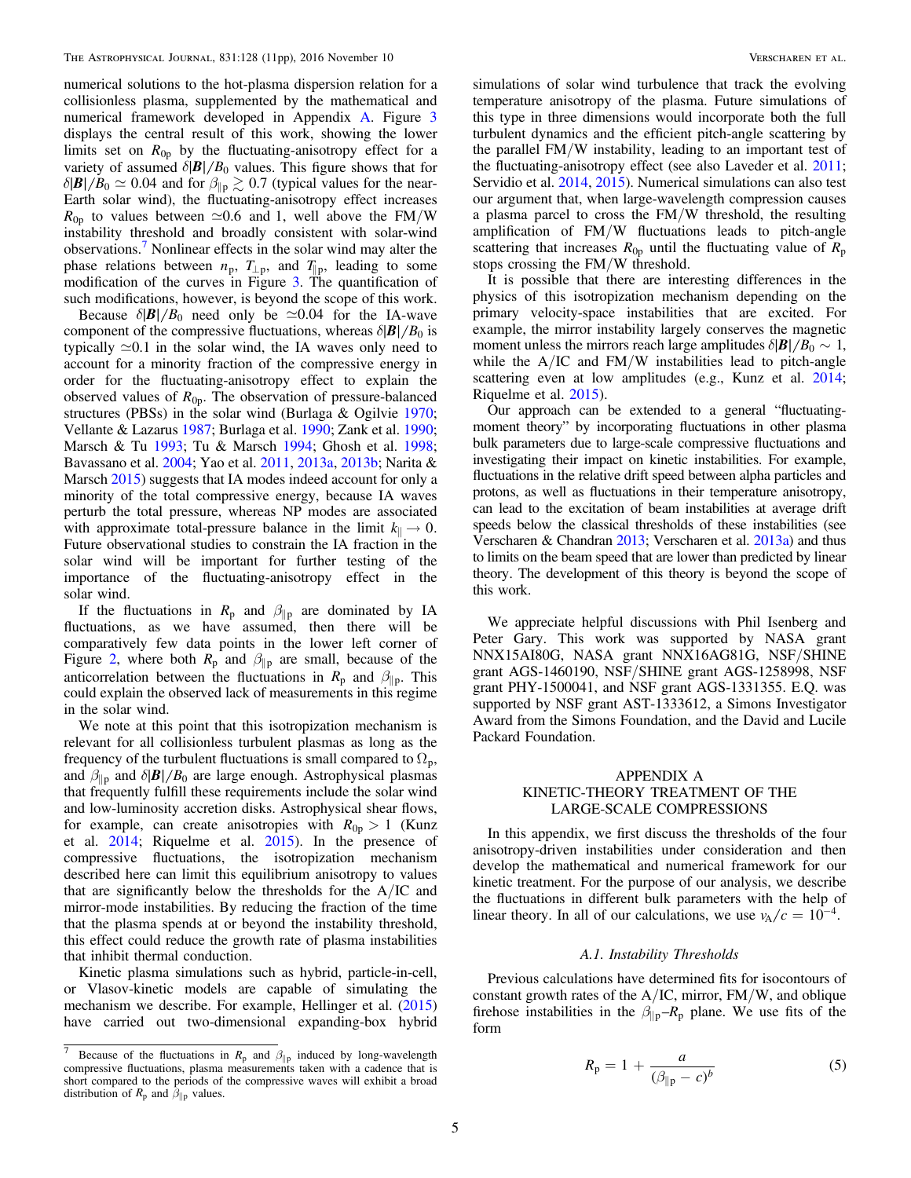numerical solutions to the hot-plasma dispersion relation for a collisionless plasma, supplemented by the mathematical and numerical framework developed in Appendix A. Figure 3 displays the central result of this work, showing the lower limits set on $R_{0p}$ by the fluctuating-anisotropy effect for a variety of assumed $\delta|\boldsymbol{B}|/B_0$ values. This figure shows that for $\delta|\boldsymbol{B}|/B_0 \simeq 0.04$ and for $\beta_{\parallel p} \gtrsim 0.7$ (typical values for the near-Earth solar wind), the fluctuating-anisotropy effect increases $R_{0p}$ to values between $\simeq$0.6 and 1, well above the FM/W instability threshold and broadly consistent with solar-wind observations.[7] Nonlinear effects in the solar wind may alter the phase relations between $n_p$, $T_{\perp p}$, and $T_{\parallel p}$, leading to some modification of the curves in Figure 3. The quantification of such modifications, however, is beyond the scope of this work.

Because $\delta|\boldsymbol{B}|/B_0$ need only be $\simeq$0.04 for the IA-wave component of the compressive fluctuations, whereas $\delta|\boldsymbol{B}|/B_0$ is typically $\simeq$0.1 in the solar wind, the IA waves only need to account for a minority fraction of the compressive energy in order for the fluctuating-anisotropy effect to explain the observed values of $R_{0p}$. The observation of pressure-balanced structures (PBSs) in the solar wind (Burlaga & Ogilvie 1970; Vellante & Lazarus 1987; Burlaga et al. 1990; Zank et al. 1990; Marsch & Tu 1993; Tu & Marsch 1994; Ghosh et al. 1998; Bavassano et al. 2004; Yao et al. 2011, 2013a, 2013b; Narita & Marsch 2015) suggests that IA modes indeed account for only a minority of the total compressive energy, because IA waves perturb the total pressure, whereas NP modes are associated with approximate total-pressure balance in the limit $k_\parallel \to 0$. Future observational studies to constrain the IA fraction in the solar wind will be important for further testing of the importance of the fluctuating-anisotropy effect in the solar wind.

If the fluctuations in $R_p$ and $\beta_{\parallel p}$ are dominated by IA fluctuations, as we have assumed, then there will be comparatively few data points in the lower left corner of Figure 2, where both $R_p$ and $\beta_{\parallel p}$ are small, because of the anticorrelation between the fluctuations in $R_p$ and $\beta_{\parallel p}$. This could explain the observed lack of measurements in this regime in the solar wind.

We note at this point that this isotropization mechanism is relevant for all collisionless turbulent plasmas as long as the frequency of the turbulent fluctuations is small compared to $\Omega_p$, and $\beta_{\parallel p}$ and $\delta|\boldsymbol{B}|/B_0$ are large enough. Astrophysical plasmas that frequently fulfill these requirements include the solar wind and low-luminosity accretion disks. Astrophysical shear flows, for example, can create anisotropies with $R_{0p} > 1$ (Kunz et al. 2014; Riquelme et al. 2015). In the presence of compressive fluctuations, the isotropization mechanism described here can limit this equilibrium anisotropy to values that are significantly below the thresholds for the A/IC and mirror-mode instabilities. By reducing the fraction of the time that the plasma spends at or beyond the instability threshold, this effect could reduce the growth rate of plasma instabilities that inhibit thermal conduction.

Kinetic plasma simulations such as hybrid, particle-in-cell, or Vlasov-kinetic models are capable of simulating the mechanism we describe. For example, Hellinger et al. (2015) have carried out two-dimensional expanding-box hybrid simulations of solar wind turbulence that track the evolving temperature anisotropy of the plasma. Future simulations of this type in three dimensions would incorporate both the full turbulent dynamics and the efficient pitch-angle scattering by the parallel FM/W instability, leading to an important test of the fluctuating-anisotropy effect (see also Laveder et al. 2011; Servidio et al. 2014, 2015). Numerical simulations can also test our argument that, when large-wavelength compression causes a plasma parcel to cross the FM/W threshold, the resulting amplification of FM/W fluctuations leads to pitch-angle scattering that increases $R_{0p}$ until the fluctuating value of $R_p$ stops crossing the FM/W threshold.

It is possible that there are interesting differences in the physics of this isotropization mechanism depending on the primary velocity-space instabilities that are excited. For example, the mirror instability largely conserves the magnetic moment unless the mirrors reach large amplitudes $\delta|\boldsymbol{B}|/B_0 \sim 1$, while the A/IC and FM/W instabilities lead to pitch-angle scattering even at low amplitudes (e.g., Kunz et al. 2014; Riquelme et al. 2015).

Our approach can be extended to a general "fluctuating-moment theory" by incorporating fluctuations in other plasma bulk parameters due to large-scale compressive fluctuations and investigating their impact on kinetic instabilities. For example, fluctuations in the relative drift speed between alpha particles and protons, as well as fluctuations in their temperature anisotropy, can lead to the excitation of beam instabilities at average drift speeds below the classical thresholds of these instabilities (see Verscharen & Chandran 2013; Verscharen et al. 2013a) and thus to limits on the beam speed that are lower than predicted by linear theory. The development of this theory is beyond the scope of this work.

We appreciate helpful discussions with Phil Isenberg and Peter Gary. This work was supported by NASA grant NNX15AI80G, NASA grant NNX16AG81G, NSF/SHINE grant AGS-1460190, NSF/SHINE grant AGS-1258998, NSF grant PHY-1500041, and NSF grant AGS-1331355. E.Q. was supported by NSF grant AST-1333612, a Simons Investigator Award from the Simons Foundation, and the David and Lucile Packard Foundation.

## APPENDIX A KINETIC-THEORY TREATMENT OF THE LARGE-SCALE COMPRESSIONS

In this appendix, we first discuss the thresholds of the four anisotropy-driven instabilities under consideration and then develop the mathematical and numerical framework for our kinetic treatment. For the purpose of our analysis, we describe the fluctuations in different bulk parameters with the help of linear theory. In all of our calculations, we use $v_A/c = 10^{-4}$.

### A.1. Instability Thresholds

Previous calculations have determined fits for isocontours of constant growth rates of the A/IC, mirror, FM/W, and oblique firehose instabilities in the $\beta_{\parallel p}$–$R_p$ plane. We use fits of the form

$$R_p = 1 + \frac{a}{(\beta_{\parallel p} - c)^b} \tag{5}$$

[7] Because of the fluctuations in $R_p$ and $\beta_{\parallel p}$ induced by long-wavelength compressive fluctuations, plasma measurements taken with a cadence that is short compared to the periods of the compressive waves will exhibit a broad distribution of $R_p$ and $\beta_{\parallel p}$ values.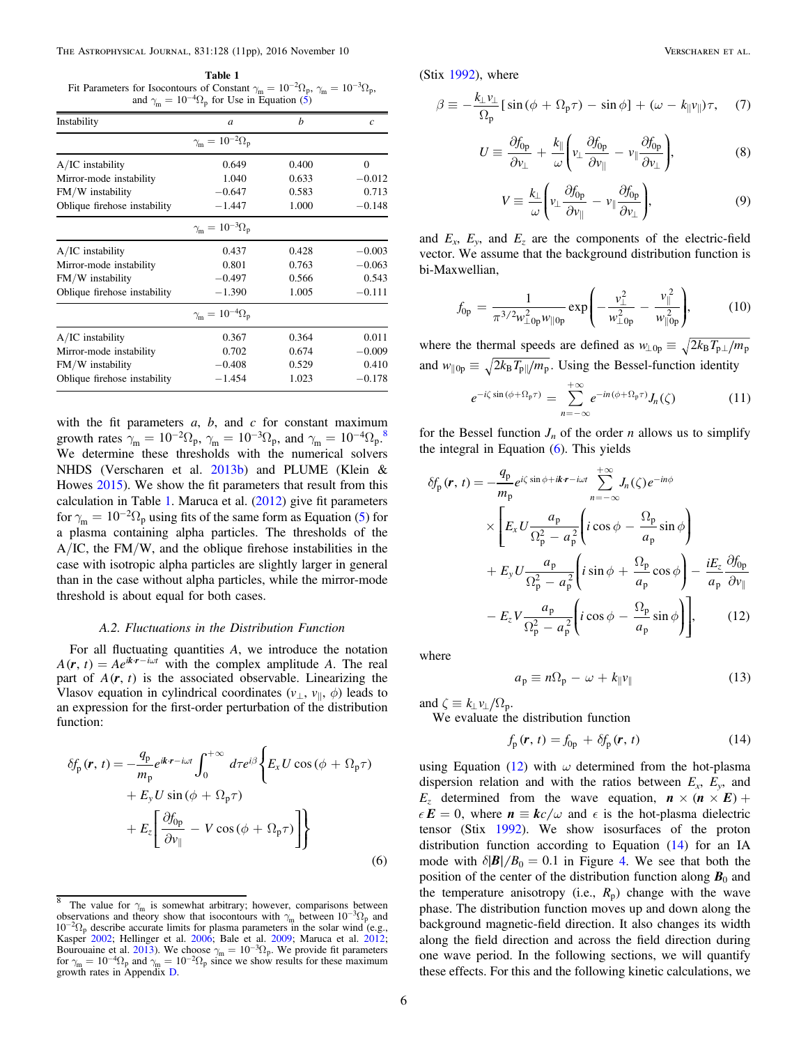**Table 1**
Fit Parameters for Isocontours of Constant $\gamma_m = 10^{-2}\Omega_p$, $\gamma_m = 10^{-3}\Omega_p$, and $\gamma_m = 10^{-4}\Omega_p$ for Use in Equation (5)

| Instability | $a$ | $b$ | $c$ |
|---|---|---|---|
| $\gamma_m = 10^{-2}\Omega_p$ | | | |
| A/IC instability | 0.649 | 0.400 | 0 |
| Mirror-mode instability | 1.040 | 0.633 | −0.012 |
| FM/W instability | −0.647 | 0.583 | 0.713 |
| Oblique firehose instability | −1.447 | 1.000 | −0.148 |
| $\gamma_m = 10^{-3}\Omega_p$ | | | |
| A/IC instability | 0.437 | 0.428 | −0.003 |
| Mirror-mode instability | 0.801 | 0.763 | −0.063 |
| FM/W instability | −0.497 | 0.566 | 0.543 |
| Oblique firehose instability | −1.390 | 1.005 | −0.111 |
| $\gamma_m = 10^{-4}\Omega_p$ | | | |
| A/IC instability | 0.367 | 0.364 | 0.011 |
| Mirror-mode instability | 0.702 | 0.674 | −0.009 |
| FM/W instability | −0.408 | 0.529 | 0.410 |
| Oblique firehose instability | −1.454 | 1.023 | −0.178 |

with the fit parameters $a$, $b$, and $c$ for constant maximum growth rates $\gamma_m = 10^{-2}\Omega_p$, $\gamma_m = 10^{-3}\Omega_p$, and $\gamma_m = 10^{-4}\Omega_p$.[8] We determine these thresholds with the numerical solvers NHDS (Verscharen et al. 2013b) and PLUME (Klein & Howes 2015). We show the fit parameters that result from this calculation in Table 1. Maruca et al. (2012) give fit parameters for $\gamma_m = 10^{-2}\Omega_p$ using fits of the same form as Equation (5) for a plasma containing alpha particles. The thresholds of the A/IC, the FM/W, and the oblique firehose instabilities in the case with isotropic alpha particles are slightly larger in general than in the case without alpha particles, while the mirror-mode threshold is about equal for both cases.

### A.2. Fluctuations in the Distribution Function

For all fluctuating quantities $A$, we introduce the notation $A(\boldsymbol{r}, t) = Ae^{i\boldsymbol{k}\cdot\boldsymbol{r}-i\omega t}$ with the complex amplitude $A$. The real part of $A(\boldsymbol{r}, t)$ is the associated observable. Linearizing the Vlasov equation in cylindrical coordinates ($v_\perp$, $v_\parallel$, $\phi$) leads to an expression for the first-order perturbation of the distribution function:

$$\delta f_p(\boldsymbol{r}, t) = -\frac{q_p}{m_p}e^{i\boldsymbol{k}\cdot\boldsymbol{r}-i\omega t}\int_0^{+\infty} d\tau e^{i\beta}\Bigg\{E_x U\cos(\phi + \Omega_p\tau) + E_y U \sin(\phi + \Omega_p\tau) + E_z\left[\frac{\partial f_{0p}}{\partial v_\parallel} - V\cos(\phi + \Omega_p\tau)\right]\Bigg\} \tag{6}$$

(Stix 1992), where

$$\beta \equiv -\frac{k_\perp v_\perp}{\Omega_p}[\sin(\phi + \Omega_p\tau) - \sin\phi] + (\omega - k_\parallel v_\parallel)\tau, \tag{7}$$

$$U \equiv \frac{\partial f_{0p}}{\partial v_\perp} + \frac{k_\parallel}{\omega}\left(v_\perp\frac{\partial f_{0p}}{\partial v_\parallel} - v_\parallel\frac{\partial f_{0p}}{\partial v_\perp}\right), \tag{8}$$

$$V \equiv \frac{k_\perp}{\omega}\left(v_\perp\frac{\partial f_{0p}}{\partial v_\parallel} - v_\parallel\frac{\partial f_{0p}}{\partial v_\perp}\right), \tag{9}$$

and $E_x$, $E_y$, and $E_z$ are the components of the electric-field vector. We assume that the background distribution function is bi-Maxwellian,

$$f_{0p} = \frac{1}{\pi^{3/2}w_{\perp 0p}^2 w_{\parallel 0p}}\exp\left(-\frac{v_\perp^2}{w_{\perp 0p}^2} - \frac{v_\parallel^2}{w_{\parallel 0p}^2}\right), \tag{10}$$

where the thermal speeds are defined as $w_{\perp 0p} \equiv \sqrt{2k_B T_{p\perp}/m_p}$ and $w_{\parallel 0p} \equiv \sqrt{2k_B T_{p\parallel}/m_p}$. Using the Bessel-function identity

$$e^{-i\zeta\sin(\phi+\Omega_p\tau)} = \sum_{n=-\infty}^{+\infty} e^{-in(\phi+\Omega_p\tau)}J_n(\zeta) \tag{11}$$

for the Bessel function $J_n$ of the order $n$ allows us to simplify the integral in Equation (6). This yields

$$\begin{aligned}\delta f_p(\boldsymbol{r}, t) = &-\frac{q_p}{m_p}e^{i\zeta\sin\phi + i\boldsymbol{k}\cdot\boldsymbol{r}-i\omega t}\sum_{n=-\infty}^{+\infty}J_n(\zeta)e^{-in\phi}\\ &\times\Bigg[E_x U\frac{a_p}{\Omega_p^2 - a_p^2}\left(i\cos\phi - \frac{\Omega_p}{a_p}\sin\phi\right)\\ &+ E_y U\frac{a_p}{\Omega_p^2 - a_p^2}\left(i\sin\phi + \frac{\Omega_p}{a_p}\cos\phi\right) - \frac{iE_z}{a_p}\frac{\partial f_{0p}}{\partial v_\parallel}\\ &- E_z V\frac{a_p}{\Omega_p^2 - a_p^2}\left(i\cos\phi - \frac{\Omega_p}{a_p}\sin\phi\right)\Bigg],\end{aligned} \tag{12}$$

where

$$a_p \equiv n\Omega_p - \omega + k_\parallel v_\parallel \tag{13}$$

and $\zeta \equiv k_\perp v_\perp/\Omega_p$.

We evaluate the distribution function

$$f_p(\boldsymbol{r}, t) = f_{0p} + \delta f_p(\boldsymbol{r}, t) \tag{14}$$

using Equation (12) with $\omega$ determined from the hot-plasma dispersion relation and with the ratios between $E_x$, $E_y$, and $E_z$ determined from the wave equation, $\boldsymbol{n} \times (\boldsymbol{n} \times \boldsymbol{E}) + \epsilon\boldsymbol{E} = 0$, where $\boldsymbol{n} \equiv \boldsymbol{k}c/\omega$ and $\epsilon$ is the hot-plasma dielectric tensor (Stix 1992). We show isosurfaces of the proton distribution function according to Equation (14) for an IA mode with $\delta|\boldsymbol{B}|/B_0 = 0.1$ in Figure 4. We see that both the position of the center of the distribution function along $\boldsymbol{B}_0$ and the temperature anisotropy (i.e., $R_p$) change with the wave phase. The distribution function moves up and down along the background magnetic-field direction. It also changes its width along the field direction and across the field direction during one wave period. In the following sections, we will quantify these effects. For this and the following kinetic calculations, we

[8] The value for $\gamma_m$ is somewhat arbitrary; however, comparisons between observations and theory show that isocontours with $\gamma_m$ between $10^{-3}\Omega_p$ and $10^{-2}\Omega_p$ describe accurate limits for plasma parameters in the solar wind (e.g., Kasper 2002; Hellinger et al. 2006; Bale et al. 2009; Maruca et al. 2012; Bourouaine et al. 2013). We choose $\gamma_m = 10^{-3}\Omega_p$. We provide fit parameters for $\gamma_m = 10^{-4}\Omega_p$ and $\gamma_m = 10^{-2}\Omega_p$ since we show results for these maximum growth rates in Appendix D.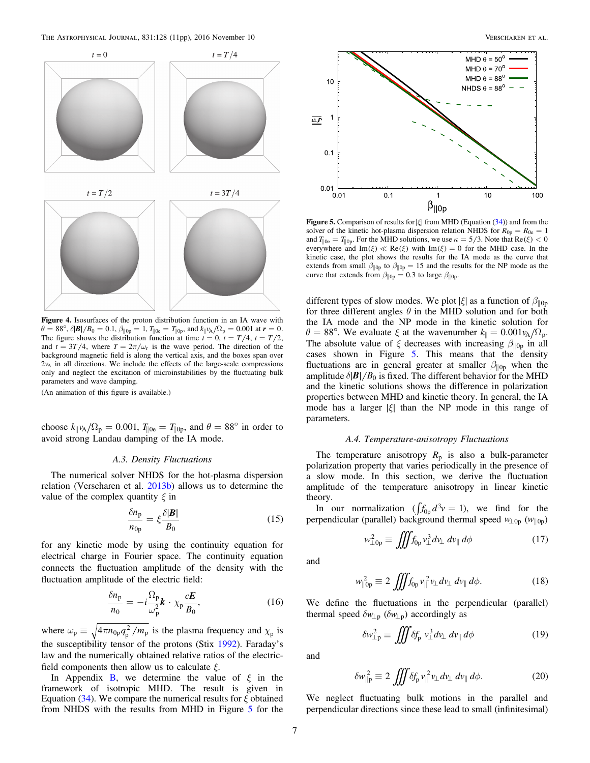**Figure 4.** Isosurfaces of the proton distribution function in an IA wave with $\theta = 88°$, $\delta|\boldsymbol{B}|/B_0 = 0.1$, $\beta_{\parallel 0\mathrm{p}} = 1$, $T_{\parallel 0\mathrm{e}} = T_{\parallel 0\mathrm{p}}$, and $k_\parallel v_\mathrm{A}/\Omega_\mathrm{p} = 0.001$ at $\boldsymbol{r} = 0$. The figure shows the distribution function at time $t = 0$, $t = T/4$, $t = T/2$, and $t = 3T/4$, where $T = 2\pi/\omega_\mathrm{r}$ is the wave period. The direction of the background magnetic field is along the vertical axis, and the boxes span over $2v_\mathrm{A}$ in all directions. We include the effects of the large-scale compressions only and neglect the excitation of microinstabilities by the fluctuating bulk parameters and wave damping.

(An animation of this figure is available.)

choose $k_\parallel v_\mathrm{A}/\Omega_\mathrm{p} = 0.001$, $T_{\parallel 0\mathrm{e}} = T_{\parallel 0\mathrm{p}}$, and $\theta = 88°$ in order to avoid strong Landau damping of the IA mode.

### A.3. Density Fluctuations

The numerical solver NHDS for the hot-plasma dispersion relation (Verscharen et al. 2013b) allows us to determine the value of the complex quantity $\xi$ in

$$\frac{\delta n_\mathrm{p}}{n_{0\mathrm{p}}} = \xi \frac{\delta|\boldsymbol{B}|}{B_0} \tag{15}$$

for any kinetic mode by using the continuity equation for electrical charge in Fourier space. The continuity equation connects the fluctuation amplitude of the density with the fluctuation amplitude of the electric field:

$$\frac{\delta n_\mathrm{p}}{n_0} = -i\frac{\Omega_\mathrm{p}}{\omega_\mathrm{p}^2}\boldsymbol{k}\cdot\chi_\mathrm{p}\frac{c\boldsymbol{E}}{B_0}, \tag{16}$$

where $\omega_\mathrm{p} \equiv \sqrt{4\pi n_{0\mathrm{p}} q_\mathrm{p}^2/m_\mathrm{p}}$ is the plasma frequency and $\chi_\mathrm{p}$ is the susceptibility tensor of the protons (Stix 1992). Faraday's law and the numerically obtained relative ratios of the electric-field components then allow us to calculate $\xi$.

In Appendix B, we determine the value of $\xi$ in the framework of isotropic MHD. The result is given in Equation (34). We compare the numerical results for $\xi$ obtained from NHDS with the results from MHD in Figure 5 for the different types of slow modes. We plot $|\xi|$ as a function of $\beta_{\parallel 0\mathrm{p}}$ for three different angles $\theta$ in the MHD solution and for both the IA mode and the NP mode in the kinetic solution for $\theta = 88°$. We evaluate $\xi$ at the wavenumber $k_\parallel = 0.001 v_\mathrm{A}/\Omega_\mathrm{p}$. The absolute value of $\xi$ decreases with increasing $\beta_{\parallel 0\mathrm{p}}$ in all cases shown in Figure 5. This means that the density fluctuations are in general greater at smaller $\beta_{\parallel 0\mathrm{p}}$ when the amplitude $\delta|\boldsymbol{B}|/B_0$ is fixed. The different behavior for the MHD and the kinetic solutions shows the difference in polarization properties between MHD and kinetic theory. In general, the IA mode has a larger $|\xi|$ than the NP mode in this range of parameters.

**Figure 5.** Comparison of results for $|\xi|$ from MHD (Equation (34)) and from the solver of the kinetic hot-plasma dispersion relation NHDS for $R_{0\mathrm{p}} = R_{0\mathrm{e}} = 1$ and $T_{\parallel 0\mathrm{e}} = T_{\parallel 0\mathrm{p}}$. For the MHD solutions, we use $\kappa = 5/3$. Note that $\mathrm{Re}(\xi) < 0$ everywhere and $\mathrm{Im}(\xi) \ll \mathrm{Re}(\xi)$ with $\mathrm{Im}(\xi) = 0$ for the MHD case. In the kinetic case, the plot shows the results for the IA mode as the curve that extends from small $\beta_{\parallel 0\mathrm{p}}$ to $\beta_{\parallel 0\mathrm{p}} = 15$ and the results for the NP mode as the curve that extends from $\beta_{\parallel 0\mathrm{p}} = 0.3$ to large $\beta_{\parallel 0\mathrm{p}}$.

### A.4. Temperature-anisotropy Fluctuations

The temperature anisotropy $R_\mathrm{p}$ is also a bulk-parameter polarization property that varies periodically in the presence of a slow mode. In this section, we derive the fluctuation amplitude of the temperature anisotropy in linear kinetic theory.

In our normalization ($\int f_{0\mathrm{p}}\, d^3v = 1$), we find for the perpendicular (parallel) background thermal speed $w_{\perp 0\mathrm{p}}$ ($w_{\parallel 0\mathrm{p}}$)

$$w_{\perp 0\mathrm{p}}^2 \equiv \iiint f_{0\mathrm{p}}\, v_\perp^3 dv_\perp\, dv_\parallel\, d\phi \tag{17}$$

and

$$w_{\parallel 0\mathrm{p}}^2 \equiv 2\iiint f_{0\mathrm{p}}\, v_\parallel^2 v_\perp dv_\perp\, dv_\parallel\, d\phi. \tag{18}$$

We define the fluctuations in the perpendicular (parallel) thermal speed $\delta w_{\perp\mathrm{p}}$ ($\delta w_{\perp\mathrm{p}}$) accordingly as

$$\delta w_{\perp\mathrm{p}}^2 \equiv \iiint \delta f_\mathrm{p}\, v_\perp^3 dv_\perp\, dv_\parallel\, d\phi \tag{19}$$

and

$$\delta w_{\parallel\mathrm{p}}^2 \equiv 2\iiint \delta f_\mathrm{p}\, v_\parallel^2 v_\perp dv_\perp\, dv_\parallel\, d\phi. \tag{20}$$

We neglect fluctuating bulk motions in the parallel and perpendicular directions since these lead to small (infinitesimal)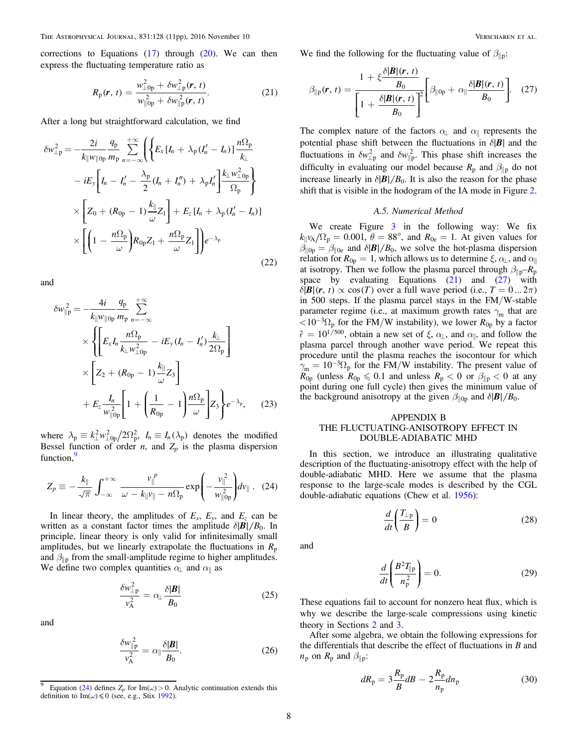corrections to Equations (17) through (20). We can then express the fluctuating temperature ratio as

$$R_{\mathrm{p}}(\boldsymbol{r}, t) = \frac{w_{\perp 0\mathrm{p}}^2 + \delta w_{\perp \mathrm{p}}^2(\boldsymbol{r}, t)}{w_{\parallel 0\mathrm{p}}^2 + \delta w_{\parallel \mathrm{p}}^2(\boldsymbol{r}, t)}. \tag{21}$$

After a long but straightforward calculation, we find

$$\begin{aligned}
\delta w_{\perp \mathrm{p}}^2 = &-\frac{2i}{k_\parallel w_{\parallel 0\mathrm{p}}} \frac{q_{\mathrm{p}}}{m_{\mathrm{p}}} \sum_{n=-\infty}^{+\infty} \left( \left\{ E_x [I_n + \lambda_{\mathrm{p}}(I_n' - I_n)] \frac{n\Omega_{\mathrm{p}}}{k_\perp} \right.\right. \\
&\left. - iE_y \left[ I_n - I_n' - \frac{\lambda_{\mathrm{p}}}{2}(I_n + I_n'') + \lambda_{\mathrm{p}} I_n' \right] \frac{k_\perp w_{\perp 0\mathrm{p}}^2}{\Omega_{\mathrm{p}}} \right\} \\
&\times \left[ Z_0 + (R_{0\mathrm{p}} - 1) \frac{k_\parallel}{\omega} Z_1 \right] + E_z [I_n + \lambda_{\mathrm{p}}(I_n' - I_n)] \\
&\times \left. \left[ \left( 1 - \frac{n\Omega_{\mathrm{p}}}{\omega} \right) R_{0\mathrm{p}} Z_1 + \frac{n\Omega_{\mathrm{p}}}{\omega} Z_1 \right] \right) e^{-\lambda_{\mathrm{p}}}
\end{aligned} \tag{22}$$

and

$$\begin{aligned}
\delta w_{\parallel \mathrm{p}}^2 = &-\frac{4i}{k_\parallel w_{\parallel 0\mathrm{p}}} \frac{q_{\mathrm{p}}}{m_{\mathrm{p}}} \sum_{n=-\infty}^{+\infty} \\
&\times \left\{ \left[ E_x I_n \frac{n\Omega_{\mathrm{p}}}{k_\perp w_{\perp 0\mathrm{p}}^2} - iE_y (I_n - I_n') \frac{k_\perp}{2\Omega_{\mathrm{p}}} \right] \right. \\
&\times \left[ Z_2 + (R_{0\mathrm{p}} - 1) \frac{k_\parallel}{\omega} Z_3 \right] \\
&\left. + E_z \frac{I_n}{w_{\parallel 0\mathrm{p}}^2} \left[ 1 + \left( \frac{1}{R_{0\mathrm{p}}} - 1 \right) \frac{n\Omega_{\mathrm{p}}}{\omega} \right] Z_3 \right\} e^{-\lambda_{\mathrm{p}}},
\end{aligned} \tag{23}$$

where $\lambda_{\mathrm{p}} \equiv k_\perp^2 w_{\perp 0\mathrm{p}}^2 / 2\Omega_{\mathrm{p}}^2$, $I_n \equiv I_n(\lambda_{\mathrm{p}})$ denotes the modified Bessel function of order $n$, and $Z_p$ is the plasma dispersion function,[9]

$$Z_p \equiv -\frac{k_\parallel}{\sqrt{\pi}} \int_{-\infty}^{+\infty} \frac{v_\parallel^p}{\omega - k_\parallel v_\parallel - n\Omega_{\mathrm{p}}} \exp\left( -\frac{v_\parallel^2}{w_{\parallel 0\mathrm{p}}^2} \right) dv_\parallel . \tag{24}$$

In linear theory, the amplitudes of $E_x$, $E_y$, and $E_z$ can be written as a constant factor times the amplitude $\delta|\boldsymbol{B}|/B_0$. In principle, linear theory is only valid for infinitesimally small amplitudes, but we linearly extrapolate the fluctuations in $R_{\mathrm{p}}$ and $\beta_{\parallel\mathrm{p}}$ from the small-amplitude regime to higher amplitudes. We define two complex quantities $\alpha_\perp$ and $\alpha_\parallel$ as

$$\frac{\delta w_{\perp \mathrm{p}}^2}{v_{\mathrm{A}}^2} = \alpha_\perp \frac{\delta|\boldsymbol{B}|}{B_0} \tag{25}$$

and

$$\frac{\delta w_{\parallel \mathrm{p}}^2}{v_{\mathrm{A}}^2} = \alpha_\parallel \frac{\delta|\boldsymbol{B}|}{B_0}. \tag{26}$$

[9] Equation (24) defines $Z_p$ for $\mathrm{Im}(\omega) > 0$. Analytic continuation extends this definition to $\mathrm{Im}(\omega) \leqslant 0$ (see, e.g., Stix 1992).

We find the following for the fluctuating value of $\beta_{\parallel\mathrm{p}}$:

$$\beta_{\parallel\mathrm{p}}(\boldsymbol{r}, t) = \frac{1 + \xi \dfrac{\delta|\boldsymbol{B}|(\boldsymbol{r}, t)}{B_0}}{\left[ 1 + \dfrac{\delta|\boldsymbol{B}|(\boldsymbol{r}, t)}{B_0} \right]^2} \left[ \beta_{\parallel 0\mathrm{p}} + \alpha_\parallel \frac{\delta|\boldsymbol{B}|(\boldsymbol{r}, t)}{B_0} \right]. \tag{27}$$

The complex nature of the factors $\alpha_\perp$ and $\alpha_\parallel$ represents the potential phase shift between the fluctuations in $\delta|\boldsymbol{B}|$ and the fluctuations in $\delta w_{\perp \mathrm{p}}^2$ and $\delta w_{\parallel \mathrm{p}}^2$. This phase shift increases the difficulty in evaluating our model because $R_{\mathrm{p}}$ and $\beta_{\parallel\mathrm{p}}$ do not increase linearly in $\delta|\boldsymbol{B}|/B_0$. It is also the reason for the phase shift that is visible in the hodogram of the IA mode in Figure 2.

### A.5. Numerical Method

We create Figure 3 in the following way: We fix $k_\parallel v_{\mathrm{A}}/\Omega_{\mathrm{p}} = 0.001$, $\theta = 88°$, and $R_{0\mathrm{e}} = 1$. At given values for $\beta_{\parallel 0\mathrm{p}} = \beta_{\parallel 0\mathrm{e}}$ and $\delta|\boldsymbol{B}|/B_0$, we solve the hot-plasma dispersion relation for $R_{0\mathrm{p}} = 1$, which allows us to determine $\xi$, $\alpha_\perp$, and $\alpha_\parallel$ at isotropy. Then we follow the plasma parcel through $\beta_{\parallel\mathrm{p}}$–$R_{\mathrm{p}}$ space by evaluating Equations (21) and (27) with $\delta|\boldsymbol{B}|(\boldsymbol{r}, t) \propto \cos(T)$ over a full wave period (i.e., $T = 0 \ldots 2\pi$) in 500 steps. If the plasma parcel stays in the FM/W-stable parameter regime (i.e., at maximum growth rates $\gamma_{\mathrm{m}}$ that are $< 10^{-3}\Omega_{\mathrm{p}}$ for the FM/W instability), we lower $R_{0\mathrm{p}}$ by a factor $\hat{\epsilon} = 10^{1/500}$, obtain a new set of $\xi$, $\alpha_\perp$, and $\alpha_\parallel$, and follow the plasma parcel through another wave period. We repeat this procedure until the plasma reaches the isocontour for which $\gamma_{\mathrm{m}} = 10^{-3}\Omega_{\mathrm{p}}$ for the FM/W instability. The present value of $R_{0\mathrm{p}}$ (unless $R_{0\mathrm{p}} \leqslant 0.1$ and unless $R_{\mathrm{p}} < 0$ or $\beta_{\parallel\mathrm{p}} < 0$ at any point during one full cycle) then gives the minimum value of the background anisotropy at the given $\beta_{\parallel 0\mathrm{p}}$ and $\delta|\boldsymbol{B}|/B_0$.

## APPENDIX B
## THE FLUCTUATING-ANISOTROPY EFFECT IN DOUBLE-ADIABATIC MHD

In this section, we introduce an illustrating qualitative description of the fluctuating-anisotropy effect with the help of double-adiabatic MHD. Here we assume that the plasma response to the large-scale modes is described by the CGL double-adiabatic equations (Chew et al. 1956):

$$\frac{d}{dt}\left( \frac{T_{\perp\mathrm{p}}}{B} \right) = 0 \tag{28}$$

and

$$\frac{d}{dt}\left( \frac{B^2 T_{\parallel\mathrm{p}}}{n_{\mathrm{p}}^2} \right) = 0. \tag{29}$$

These equations fail to account for nonzero heat flux, which is why we describe the large-scale compressions using kinetic theory in Sections 2 and 3.

After some algebra, we obtain the following expressions for the differentials that describe the effect of fluctuations in $B$ and $n_{\mathrm{p}}$ on $R_{\mathrm{p}}$ and $\beta_{\parallel\mathrm{p}}$:

$$dR_{\mathrm{p}} = 3\frac{R_{\mathrm{p}}}{B} dB - 2\frac{R_{\mathrm{p}}}{n_{\mathrm{p}}} dn_{\mathrm{p}} \tag{30}$$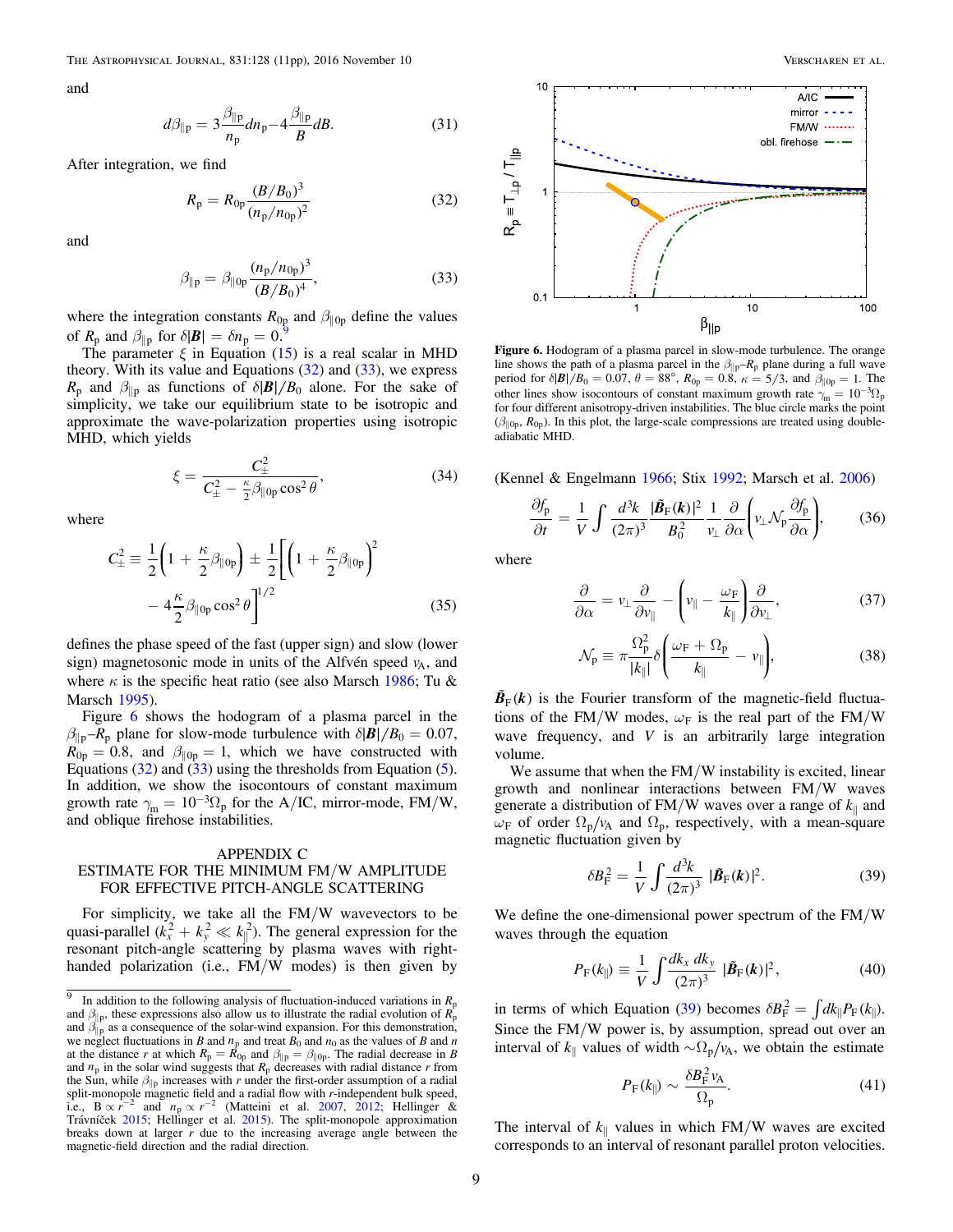and

$$d\beta_{\parallel p} = 3\frac{\beta_{\parallel p}}{n_p}dn_p - 4\frac{\beta_{\parallel p}}{B}dB. \tag{31}$$

After integration, we find

$$R_p = R_{0p}\frac{(B/B_0)^3}{(n_p/n_{0p})^2} \tag{32}$$

and

$$\beta_{\parallel p} = \beta_{\parallel 0p}\frac{(n_p/n_{0p})^3}{(B/B_0)^4}, \tag{33}$$

where the integration constants $R_{0p}$ and $\beta_{\parallel 0p}$ define the values of $R_p$ and $\beta_{\parallel p}$ for $\delta|\boldsymbol{B}| = \delta n_p = 0$.[9]

The parameter $\xi$ in Equation (15) is a real scalar in MHD theory. With its value and Equations (32) and (33), we express $R_p$ and $\beta_{\parallel p}$ as functions of $\delta|\boldsymbol{B}|/B_0$ alone. For the sake of simplicity, we take our equilibrium state to be isotropic and approximate the wave-polarization properties using isotropic MHD, which yields

$$\xi = \frac{C_\pm^2}{C_\pm^2 - \frac{\kappa}{2}\beta_{\parallel 0p}\cos^2\theta}, \tag{34}$$

where

$$C_\pm^2 \equiv \frac{1}{2}\left(1 + \frac{\kappa}{2}\beta_{\parallel 0p}\right) \pm \frac{1}{2}\left[\left(1 + \frac{\kappa}{2}\beta_{\parallel 0p}\right)^2 - 4\frac{\kappa}{2}\beta_{\parallel 0p}\cos^2\theta\right]^{1/2} \tag{35}$$

defines the phase speed of the fast (upper sign) and slow (lower sign) magnetosonic mode in units of the Alfvén speed $v_A$, and where $\kappa$ is the specific heat ratio (see also Marsch 1986; Tu & Marsch 1995).

Figure 6 shows the hodogram of a plasma parcel in the $\beta_{\parallel p}$–$R_p$ plane for slow-mode turbulence with $\delta|\boldsymbol{B}|/B_0 = 0.07$, $R_{0p} = 0.8$, and $\beta_{\parallel 0p} = 1$, which we have constructed with Equations (32) and (33) using the thresholds from Equation (5). In addition, we show the isocontours of constant maximum growth rate $\gamma_m = 10^{-3}\Omega_p$ for the A/IC, mirror-mode, FM/W, and oblique firehose instabilities.

## APPENDIX C
## ESTIMATE FOR THE MINIMUM FM/W AMPLITUDE FOR EFFECTIVE PITCH-ANGLE SCATTERING

For simplicity, we take all the FM/W wavevectors to be quasi-parallel ($k_x^2 + k_y^2 \ll k_\parallel^2$). The general expression for the resonant pitch-angle scattering by plasma waves with right-handed polarization (i.e., FM/W modes) is then given by (Kennel & Engelmann 1966; Stix 1992; Marsch et al. 2006)

$$\frac{\partial f_p}{\partial t} = \frac{1}{V}\int\frac{d^3k}{(2\pi)^3}\frac{|\tilde{\boldsymbol{B}}_F(\boldsymbol{k})|^2}{B_0^2}\frac{1}{v_\perp}\frac{\partial}{\partial\alpha}\left(v_\perp\mathcal{N}_p\frac{\partial f_p}{\partial\alpha}\right), \tag{36}$$

where

$$\frac{\partial}{\partial\alpha} = v_\perp\frac{\partial}{\partial v_\parallel} - \left(v_\parallel - \frac{\omega_F}{k_\parallel}\right)\frac{\partial}{\partial v_\perp}, \tag{37}$$

$$\mathcal{N}_p \equiv \pi\frac{\Omega_p^2}{|k_\parallel|}\delta\left(\frac{\omega_F + \Omega_p}{k_\parallel} - v_\parallel\right), \tag{38}$$

$\tilde{\boldsymbol{B}}_F(\boldsymbol{k})$ is the Fourier transform of the magnetic-field fluctuations of the FM/W modes, $\omega_F$ is the real part of the FM/W wave frequency, and $V$ is an arbitrarily large integration volume.

We assume that when the FM/W instability is excited, linear growth and nonlinear interactions between FM/W waves generate a distribution of FM/W waves over a range of $k_\parallel$ and $\omega_F$ of order $\Omega_p/v_A$ and $\Omega_p$, respectively, with a mean-square magnetic fluctuation given by

$$\delta B_F^2 = \frac{1}{V}\int\frac{d^3k}{(2\pi)^3}\,|\tilde{\boldsymbol{B}}_F(\boldsymbol{k})|^2. \tag{39}$$

We define the one-dimensional power spectrum of the FM/W waves through the equation

$$P_F(k_\parallel) \equiv \frac{1}{V}\int\frac{dk_x\,dk_y}{(2\pi)^3}\,|\tilde{\boldsymbol{B}}_F(\boldsymbol{k})|^2, \tag{40}$$

in terms of which Equation (39) becomes $\delta B_F^2 = \int dk_\parallel P_F(k_\parallel)$. Since the FM/W power is, by assumption, spread out over an interval of $k_\parallel$ values of width $\sim\Omega_p/v_A$, we obtain the estimate

$$P_F(k_\parallel) \sim \frac{\delta B_F^2 v_A}{\Omega_p}. \tag{41}$$

The interval of $k_\parallel$ values in which FM/W waves are excited corresponds to an interval of resonant parallel proton velocities.

**Figure 6.** Hodogram of a plasma parcel in slow-mode turbulence. The orange line shows the path of a plasma parcel in the $\beta_{\parallel p}$–$R_p$ plane during a full wave period for $\delta|\boldsymbol{B}|/B_0 = 0.07$, $\theta = 88°$, $R_{0p} = 0.8$, $\kappa = 5/3$, and $\beta_{\parallel 0p} = 1$. The other lines show isocontours of constant maximum growth rate $\gamma_m = 10^{-3}\Omega_p$ for four different anisotropy-driven instabilities. The blue circle marks the point ($\beta_{\parallel 0p}$, $R_{0p}$). In this plot, the large-scale compressions are treated using double-adiabatic MHD.

[9] In addition to the following analysis of fluctuation-induced variations in $R_p$ and $\beta_{\parallel p}$, these expressions also allow us to illustrate the radial evolution of $R_p$ and $\beta_{\parallel p}$ as a consequence of the solar-wind expansion. For this demonstration, we neglect fluctuations in $B$ and $n_p$ and treat $B_0$ and $n_0$ as the values of $B$ and $n$ at the distance $r$ at which $R_p = R_{0p}$ and $\beta_{\parallel p} = \beta_{\parallel 0p}$. The radial decrease in $B$ and $n_p$ in the solar wind suggests that $R_p$ decreases with radial distance $r$ from the Sun, while $\beta_{\parallel p}$ increases with $r$ under the first-order assumption of a radial split-monopole magnetic field and a radial flow with $r$-independent bulk speed, i.e., $B \propto r^{-2}$ and $n_p \propto r^{-2}$ (Matteini et al. 2007, 2012; Hellinger & Trávníček 2015; Hellinger et al. 2015). The split-monopole approximation breaks down at larger $r$ due to the increasing average angle between the magnetic-field direction and the radial direction.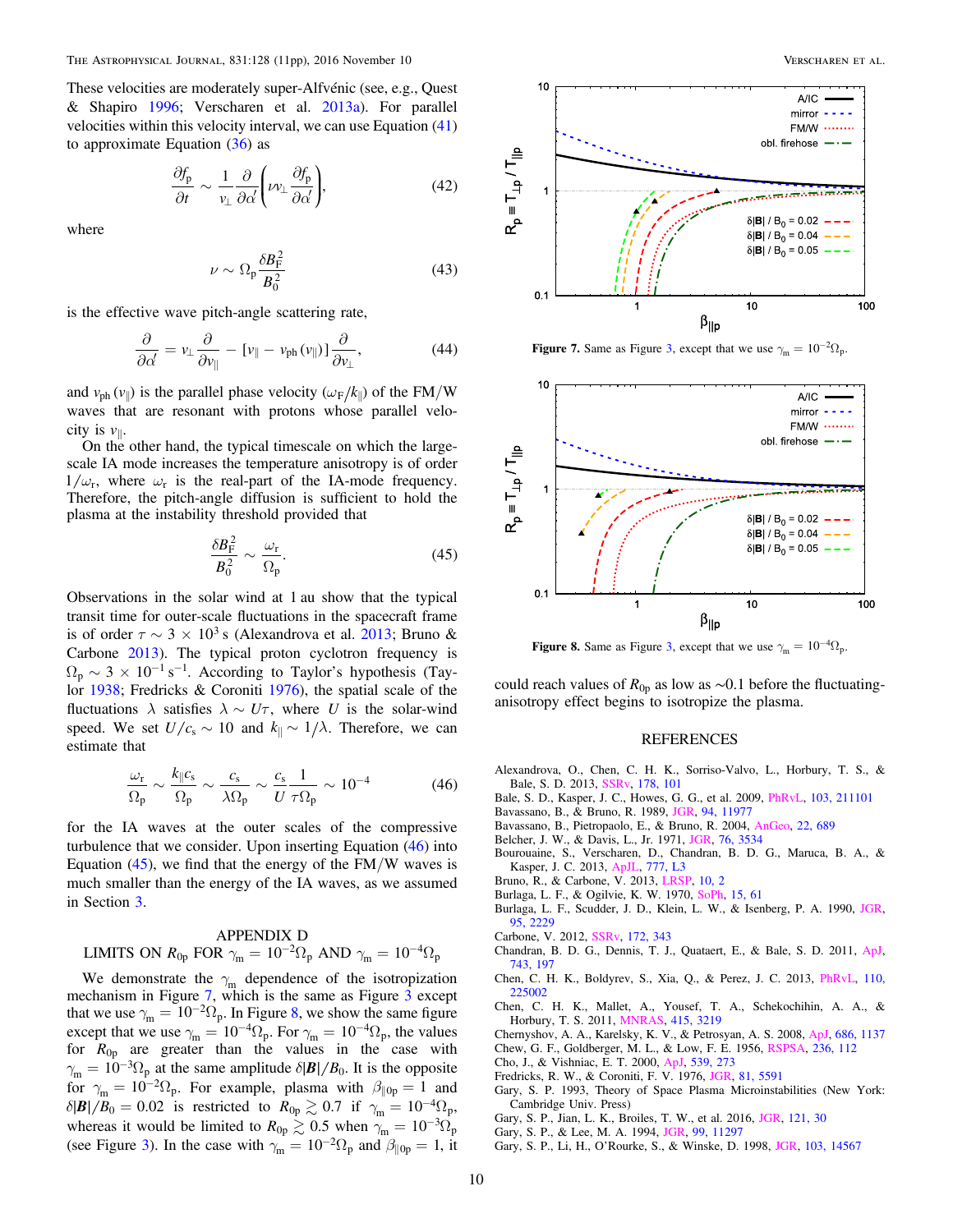These velocities are moderately super-Alfvénic (see, e.g., Quest & Shapiro 1996; Verscharen et al. 2013a). For parallel velocities within this velocity interval, we can use Equation (41) to approximate Equation (36) as

$$\frac{\partial f_{\rm p}}{\partial t} \sim \frac{1}{v_\perp}\frac{\partial}{\partial \alpha'}\left(\nu v_\perp \frac{\partial f_{\rm p}}{\partial \alpha'}\right), \tag{42}$$

where

$$\nu \sim \Omega_{\rm p}\frac{\delta B_{\rm F}^2}{B_0^2} \tag{43}$$

is the effective wave pitch-angle scattering rate,

$$\frac{\partial}{\partial \alpha'} = v_\perp \frac{\partial}{\partial v_\parallel} - [v_\parallel - v_{\rm ph}(v_\parallel)]\frac{\partial}{\partial v_\perp}, \tag{44}$$

and $v_{\rm ph}(v_\parallel)$ is the parallel phase velocity ($\omega_{\rm F}/k_\parallel$) of the FM/W waves that are resonant with protons whose parallel velocity is $v_\parallel$.

On the other hand, the typical timescale on which the large-scale IA mode increases the temperature anisotropy is of order $1/\omega_{\rm r}$, where $\omega_{\rm r}$ is the real-part of the IA-mode frequency. Therefore, the pitch-angle diffusion is sufficient to hold the plasma at the instability threshold provided that

$$\frac{\delta B_{\rm F}^2}{B_0^2} \sim \frac{\omega_{\rm r}}{\Omega_{\rm p}}. \tag{45}$$

Observations in the solar wind at 1 au show that the typical transit time for outer-scale fluctuations in the spacecraft frame is of order $\tau \sim 3\times 10^3$ s (Alexandrova et al. 2013; Bruno & Carbone 2013). The typical proton cyclotron frequency is $\Omega_{\rm p} \sim 3\times 10^{-1}\,{\rm s}^{-1}$. According to Taylor's hypothesis (Taylor 1938; Fredricks & Coroniti 1976), the spatial scale of the fluctuations $\lambda$ satisfies $\lambda \sim U\tau$, where $U$ is the solar-wind speed. We set $U/c_{\rm s} \sim 10$ and $k_\parallel \sim 1/\lambda$. Therefore, we can estimate that

$$\frac{\omega_{\rm r}}{\Omega_{\rm p}} \sim \frac{k_\parallel c_{\rm s}}{\Omega_{\rm p}} \sim \frac{c_{\rm s}}{\lambda \Omega_{\rm p}} \sim \frac{c_{\rm s}}{U}\frac{1}{\tau \Omega_{\rm p}} \sim 10^{-4} \tag{46}$$

for the IA waves at the outer scales of the compressive turbulence that we consider. Upon inserting Equation (46) into Equation (45), we find that the energy of the FM/W waves is much smaller than the energy of the IA waves, as we assumed in Section 3.

## APPENDIX D
## LIMITS ON $R_{0\rm p}$ FOR $\gamma_{\rm m} = 10^{-2}\Omega_{\rm p}$ AND $\gamma_{\rm m} = 10^{-4}\Omega_{\rm p}$

We demonstrate the $\gamma_{\rm m}$ dependence of the isotropization mechanism in Figure 7, which is the same as Figure 3 except that we use $\gamma_{\rm m} = 10^{-2}\Omega_{\rm p}$. In Figure 8, we show the same figure except that we use $\gamma_{\rm m} = 10^{-4}\Omega_{\rm p}$. For $\gamma_{\rm m} = 10^{-4}\Omega_{\rm p}$, the values for $R_{0\rm p}$ are greater than the values in the case with $\gamma_{\rm m} = 10^{-3}\Omega_{\rm p}$ at the same amplitude $\delta|\boldsymbol{B}|/B_0$. It is the opposite for $\gamma_{\rm m} = 10^{-2}\Omega_{\rm p}$. For example, plasma with $\beta_{\parallel 0\rm p} = 1$ and $\delta|\boldsymbol{B}|/B_0 = 0.02$ is restricted to $R_{0\rm p} \gtrsim 0.7$ if $\gamma_{\rm m} = 10^{-4}\Omega_{\rm p}$, whereas it would be limited to $R_{0\rm p} \gtrsim 0.5$ when $\gamma_{\rm m} = 10^{-3}\Omega_{\rm p}$ (see Figure 3). In the case with $\gamma_{\rm m} = 10^{-2}\Omega_{\rm p}$ and $\beta_{\parallel 0\rm p} = 1$, it could reach values of $R_{0\rm p}$ as low as $\sim$0.1 before the fluctuating-anisotropy effect begins to isotropize the plasma.

**Figure 7.** Same as Figure 3, except that we use $\gamma_{\rm m} = 10^{-2}\Omega_{\rm p}$.

**Figure 8.** Same as Figure 3, except that we use $\gamma_{\rm m} = 10^{-4}\Omega_{\rm p}$.

## REFERENCES

Alexandrova, O., Chen, C. H. K., Sorriso-Valvo, L., Horbury, T. S., & Bale, S. D. 2013, SSRv, 178, 101
Bale, S. D., Kasper, J. C., Howes, G. G., et al. 2009, PhRvL, 103, 211101
Bavassano, B., & Bruno, R. 1989, JGR, 94, 11977
Bavassano, B., Pietropaolo, E., & Bruno, R. 2004, AnGeo, 22, 689
Belcher, J. W., & Davis, L., Jr. 1971, JGR, 76, 3534
Bourouaine, S., Verscharen, D., Chandran, B. D. G., Maruca, B. A., & Kasper, J. C. 2013, ApJL, 777, L3
Bruno, R., & Carbone, V. 2013, LRSP, 10, 2
Burlaga, L. F., & Ogilvie, K. W. 1970, SoPh, 15, 61
Burlaga, L. F., Scudder, J. D., Klein, L. W., & Isenberg, P. A. 1990, JGR, 95, 2229
Carbone, V. 2012, SSRv, 172, 343
Chandran, B. D. G., Dennis, T. J., Quataert, E., & Bale, S. D. 2011, ApJ, 743, 197
Chen, C. H. K., Boldyrev, S., Xia, Q., & Perez, J. C. 2013, PhRvL, 110, 225002
Chen, C. H. K., Mallet, A., Yousef, T. A., Schekochihin, A. A., & Horbury, T. S. 2011, MNRAS, 415, 3219
Chernyshov, A. A., Karelsky, K. V., & Petrosyan, A. S. 2008, ApJ, 686, 1137
Chew, G. F., Goldberger, M. L., & Low, F. E. 1956, RSPSA, 236, 112
Cho, J., & Vishniac, E. T. 2000, ApJ, 539, 273
Fredricks, R. W., & Coroniti, F. V. 1976, JGR, 81, 5591
Gary, S. P. 1993, Theory of Space Plasma Microinstabilities (New York: Cambridge Univ. Press)
Gary, S. P., Jian, L. K., Broiles, T. W., et al. 2016, JGR, 121, 30
Gary, S. P., & Lee, M. A. 1994, JGR, 99, 11297
Gary, S. P., Li, H., O'Rourke, S., & Winske, D. 1998, JGR, 103, 14567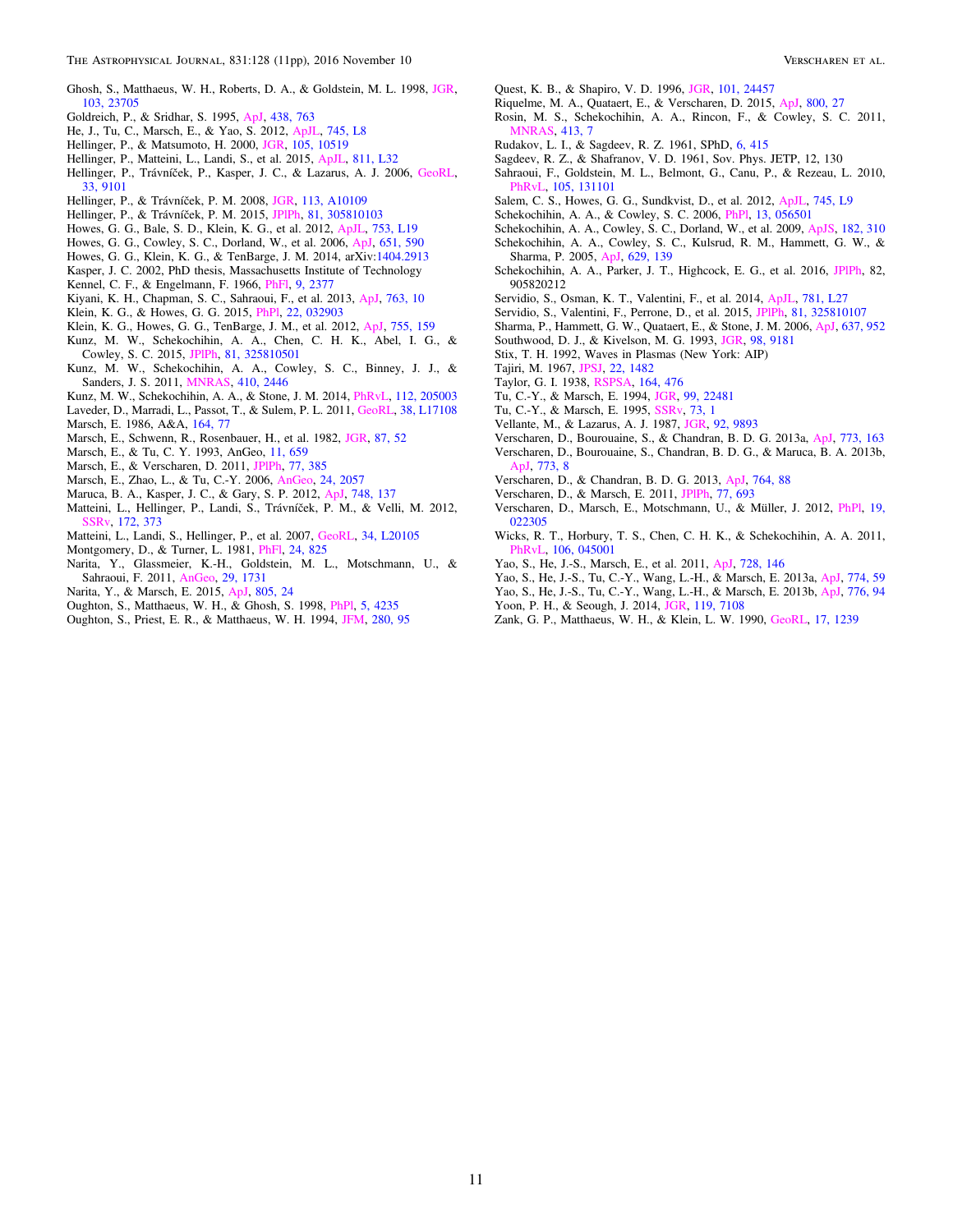Ghosh, S., Matthaeus, W. H., Roberts, D. A., & Goldstein, M. L. 1998, JGR, 103, 23705

Goldreich, P., & Sridhar, S. 1995, ApJ, 438, 763

He, J., Tu, C., Marsch, E., & Yao, S. 2012, ApJL, 745, L8

Hellinger, P., & Matsumoto, H. 2000, JGR, 105, 10519

Hellinger, P., Matteini, L., Landi, S., et al. 2015, ApJL, 811, L32

Hellinger, P., Trávníček, P., Kasper, J. C., & Lazarus, A. J. 2006, GeoRL, 33, 9101

Hellinger, P., & Trávníček, P. M. 2008, JGR, 113, A10109

Hellinger, P., & Trávníček, P. M. 2015, JPlPh, 81, 305810103

Howes, G. G., Bale, S. D., Klein, K. G., et al. 2012, ApJL, 753, L19

Howes, G. G., Cowley, S. C., Dorland, W., et al. 2006, ApJ, 651, 590

Howes, G. G., Klein, K. G., & TenBarge, J. M. 2014, arXiv:1404.2913

Kasper, J. C. 2002, PhD thesis, Massachusetts Institute of Technology

Kennel, C. F., & Engelmann, F. 1966, PhFl, 9, 2377

Kiyani, K. H., Chapman, S. C., Sahraoui, F., et al. 2013, ApJ, 763, 10

Klein, K. G., & Howes, G. G. 2015, PhPl, 22, 032903

Klein, K. G., Howes, G. G., TenBarge, J. M., et al. 2012, ApJ, 755, 159

Kunz, M. W., Schekochihin, A. A., Chen, C. H. K., Abel, I. G., & Cowley, S. C. 2015, JPlPh, 81, 325810501

Kunz, M. W., Schekochihin, A. A., Cowley, S. C., Binney, J. J., & Sanders, J. S. 2011, MNRAS, 410, 2446

Kunz, M. W., Schekochihin, A. A., & Stone, J. M. 2014, PhRvL, 112, 205003

Laveder, D., Marradi, L., Passot, T., & Sulem, P. L. 2011, GeoRL, 38, L17108

Marsch, E. 1986, A&A, 164, 77

Marsch, E., Schwenn, R., Rosenbauer, H., et al. 1982, JGR, 87, 52

Marsch, E., & Tu, C. Y. 1993, AnGeo, 11, 659

Marsch, E., & Verscharen, D. 2011, JPlPh, 77, 385

Marsch, E., Zhao, L., & Tu, C.-Y. 2006, AnGeo, 24, 2057

Maruca, B. A., Kasper, J. C., & Gary, S. P. 2012, ApJ, 748, 137

Matteini, L., Hellinger, P., Landi, S., Trávníček, P. M., & Velli, M. 2012, SSRv, 172, 373

Matteini, L., Landi, S., Hellinger, P., et al. 2007, GeoRL, 34, L20105

Montgomery, D., & Turner, L. 1981, PhFl, 24, 825

Narita, Y., Glassmeier, K.-H., Goldstein, M. L., Motschmann, U., & Sahraoui, F. 2011, AnGeo, 29, 1731

Narita, Y., & Marsch, E. 2015, ApJ, 805, 24

Oughton, S., Matthaeus, W. H., & Ghosh, S. 1998, PhPl, 5, 4235

Oughton, S., Priest, E. R., & Matthaeus, W. H. 1994, JFM, 280, 95

Quest, K. B., & Shapiro, V. D. 1996, JGR, 101, 24457

Riquelme, M. A., Quataert, E., & Verscharen, D. 2015, ApJ, 800, 27

Rosin, M. S., Schekochihin, A. A., Rincon, F., & Cowley, S. C. 2011, MNRAS, 413, 7

Rudakov, L. I., & Sagdeev, R. Z. 1961, SPhD, 6, 415

Sagdeev, R. Z., & Shafranov, V. D. 1961, Sov. Phys. JETP, 12, 130

Sahraoui, F., Goldstein, M. L., Belmont, G., Canu, P., & Rezeau, L. 2010, PhRvL, 105, 131101

Salem, C. S., Howes, G. G., Sundkvist, D., et al. 2012, ApJL, 745, L9

Schekochihin, A. A., & Cowley, S. C. 2006, PhPl, 13, 056501

Schekochihin, A. A., Cowley, S. C., Dorland, W., et al. 2009, ApJS, 182, 310

Schekochihin, A. A., Cowley, S. C., Kulsrud, R. M., Hammett, G. W., & Sharma, P. 2005, ApJ, 629, 139

Schekochihin, A. A., Parker, J. T., Highcock, E. G., et al. 2016, JPlPh, 82, 905820212

Servidio, S., Osman, K. T., Valentini, F., et al. 2014, ApJL, 781, L27

Servidio, S., Valentini, F., Perrone, D., et al. 2015, JPlPh, 81, 325810107

Sharma, P., Hammett, G. W., Quataert, E., & Stone, J. M. 2006, ApJ, 637, 952

Southwood, D. J., & Kivelson, M. G. 1993, JGR, 98, 9181

Stix, T. H. 1992, Waves in Plasmas (New York: AIP)

Tajiri, M. 1967, JPSJ, 22, 1482

Taylor, G. I. 1938, RSPSA, 164, 476

Tu, C.-Y., & Marsch, E. 1994, JGR, 99, 22481

Tu, C.-Y., & Marsch, E. 1995, SSRv, 73, 1

Vellante, M., & Lazarus, A. J. 1987, JGR, 92, 9893

Verscharen, D., Bourouaine, S., & Chandran, B. D. G. 2013a, ApJ, 773, 163

Verscharen, D., Bourouaine, S., Chandran, B. D. G., & Maruca, B. A. 2013b, ApJ, 773, 8

Verscharen, D., & Chandran, B. D. G. 2013, ApJ, 764, 88

Verscharen, D., & Marsch, E. 2011, JPlPh, 77, 693

Verscharen, D., Marsch, E., Motschmann, U., & Müller, J. 2012, PhPl, 19, 022305

Wicks, R. T., Horbury, T. S., Chen, C. H. K., & Schekochihin, A. A. 2011, PhRvL, 106, 045001

Yao, S., He, J.-S., Marsch, E., et al. 2011, ApJ, 728, 146

Yao, S., He, J.-S., Tu, C.-Y., Wang, L.-H., & Marsch, E. 2013a, ApJ, 774, 59

Yao, S., He, J.-S., Tu, C.-Y., Wang, L.-H., & Marsch, E. 2013b, ApJ, 776, 94

Yoon, P. H., & Seough, J. 2014, JGR, 119, 7108

Zank, G. P., Matthaeus, W. H., & Klein, L. W. 1990, GeoRL, 17, 1239